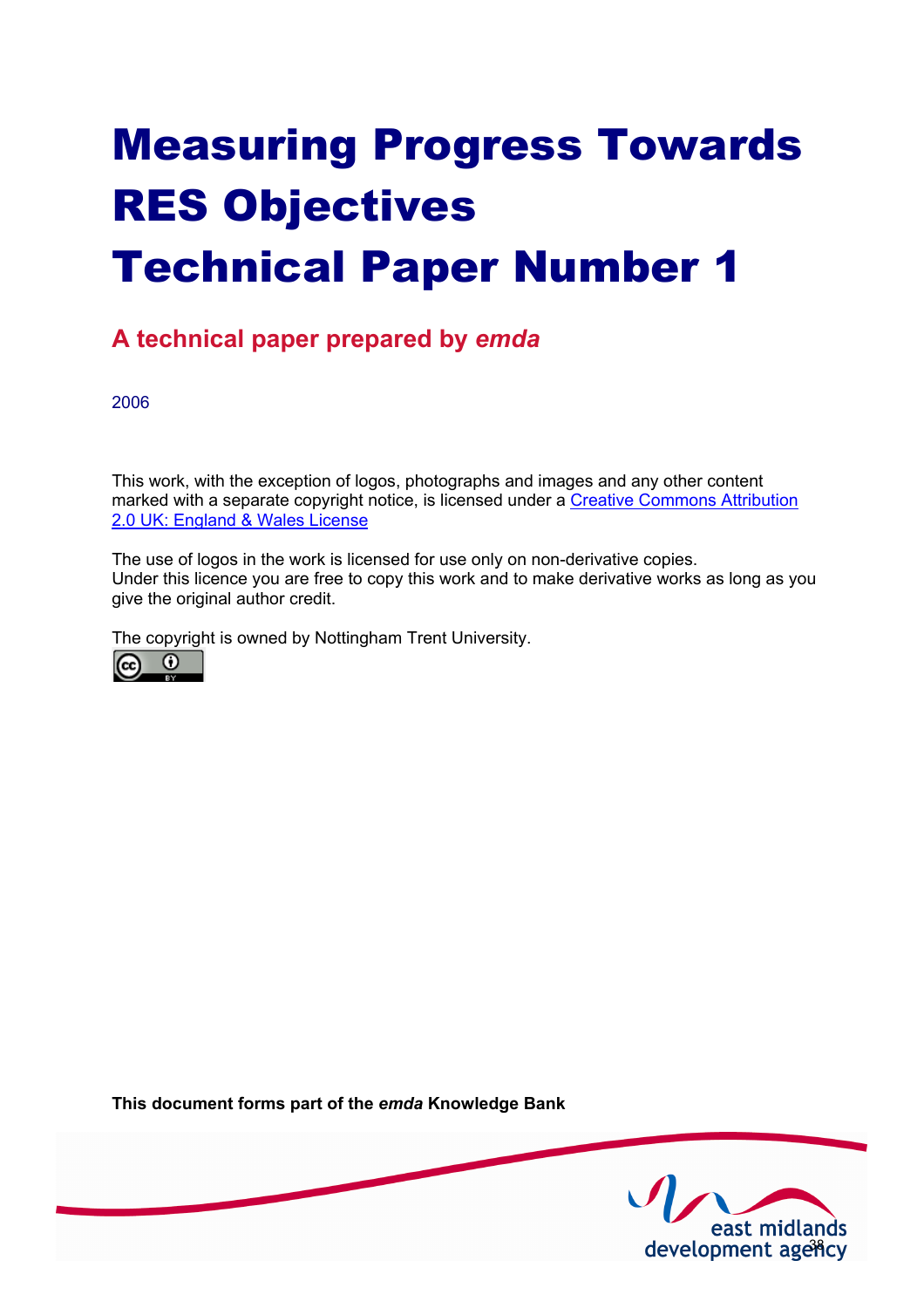# Measuring Progress Towards RES Objectives Technical Paper Number 1

## A technical paper prepared by *emda*

2006

This work, with the exception of logos, photographs and images and any other content marked with a separate copyright notice, is licensed under a [Creative Commons Attribution 2.0 UK: England & Wales License]

The use of logos in the work is licensed for use only on non-derivative copies.
Under this licence you are free to copy this work and to make derivative works as long as you give the original author credit.

The copyright is owned by Nottingham Trent University.

**This document forms part of the *emda* Knowledge Bank**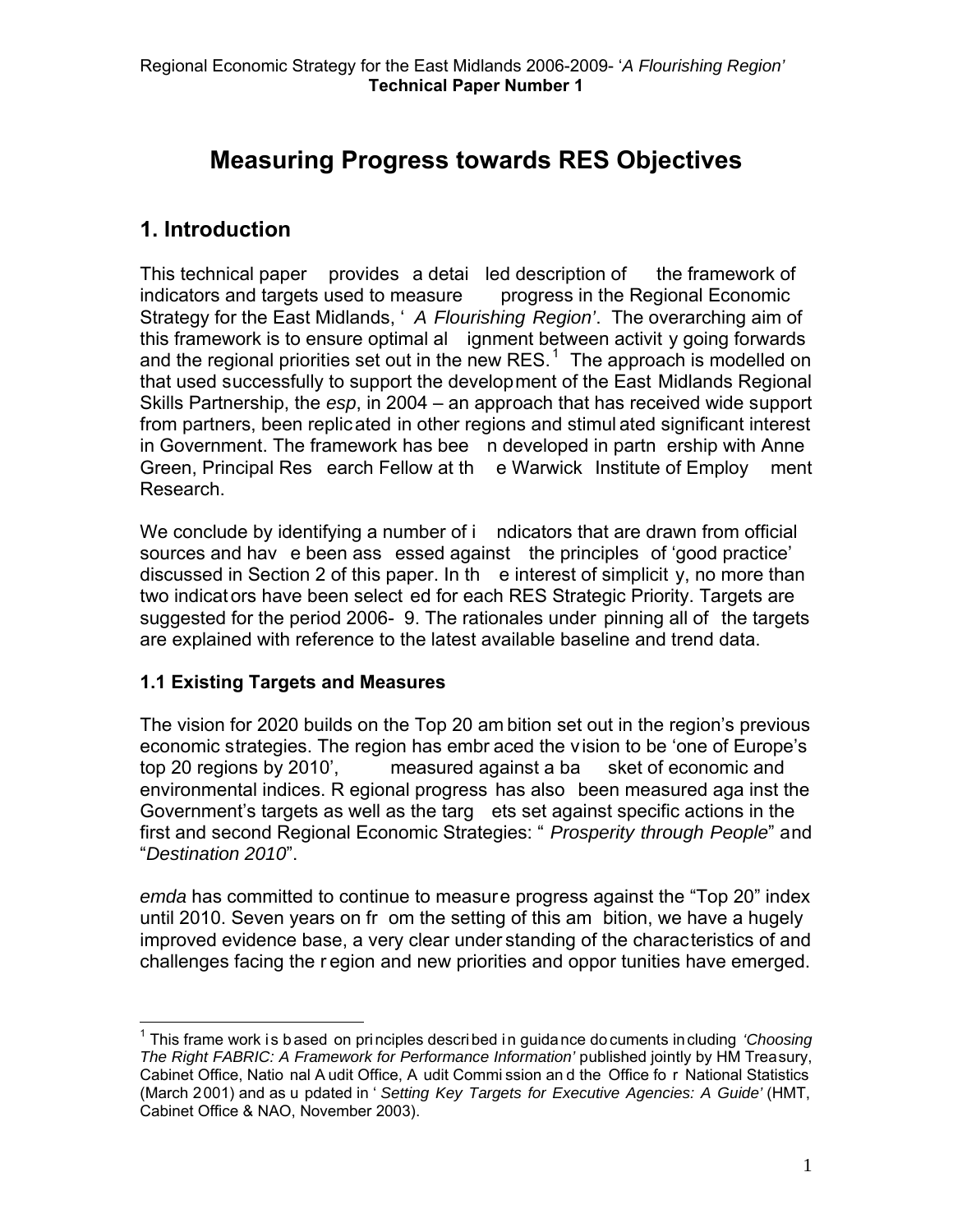# Measuring Progress towards RES Objectives

## 1. Introduction

This technical paper provides a detailed description of the framework of indicators and targets used to measure progress in the Regional Economic Strategy for the East Midlands, '*A Flourishing Region*'. The overarching aim of this framework is to ensure optimal alignment between activity going forwards and the regional priorities set out in the new RES.[1] The approach is modelled on that used successfully to support the development of the East Midlands Regional Skills Partnership, the *esp*, in 2004 – an approach that has received wide support from partners, been replicated in other regions and stimulated significant interest in Government. The framework has been developed in partnership with Anne Green, Principal Research Fellow at the Warwick Institute of Employment Research.

We conclude by identifying a number of indicators that are drawn from official sources and have been assessed against the principles of 'good practice' discussed in Section 2 of this paper. In the interest of simplicity, no more than two indicators have been selected for each RES Strategic Priority. Targets are suggested for the period 2006-9. The rationales underpinning all of the targets are explained with reference to the latest available baseline and trend data.

### 1.1 Existing Targets and Measures

The vision for 2020 builds on the Top 20 ambition set out in the region's previous economic strategies. The region has embraced the vision to be 'one of Europe's top 20 regions by 2010', measured against a basket of economic and environmental indices. Regional progress has also been measured against the Government's targets as well as the targets set against specific actions in the first and second Regional Economic Strategies: "*Prosperity through People*" and "*Destination 2010*".

*emda* has committed to continue to measure progress against the "Top 20" index until 2010. Seven years on from the setting of this ambition, we have a hugely improved evidence base, a very clear understanding of the characteristics of and challenges facing the region and new priorities and opportunities have emerged.

---

[1] This framework is based on principles described in guidance documents including *'Choosing The Right FABRIC: A Framework for Performance Information'* published jointly by HM Treasury, Cabinet Office, National Audit Office, Audit Commission and the Office for National Statistics (March 2001) and as updated in '*Setting Key Targets for Executive Agencies: A Guide'* (HMT, Cabinet Office & NAO, November 2003).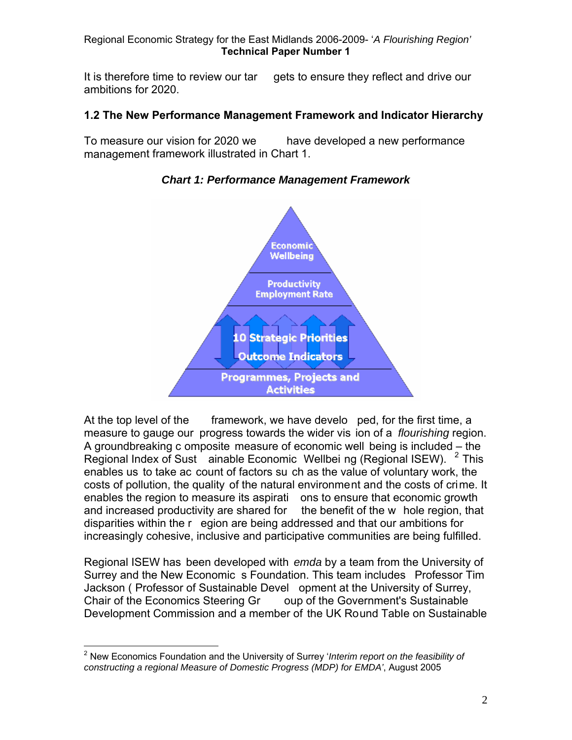It is therefore time to review our targets to ensure they reflect and drive our ambitions for 2020.

### 1.2 The New Performance Management Framework and Indicator Hierarchy

To measure our vision for 2020 we have developed a new performance management framework illustrated in Chart 1.

***Chart 1: Performance Management Framework***

Economic Wellbeing

Productivity Employment Rate

10 Strategic Priorities Outcome Indicators

Programmes, Projects and Activities

At the top level of the framework, we have developed, for the first time, a measure to gauge our progress towards the wider vision of a *flourishing* region. A groundbreaking composite measure of economic well being is included – the Regional Index of Sustainable Economic Wellbeing (Regional ISEW).[2] This enables us to take account of factors such as the value of voluntary work, the costs of pollution, the quality of the natural environment and the costs of crime. It enables the region to measure its aspirations to ensure that economic growth and increased productivity are shared for the benefit of the whole region, that disparities within the region are being addressed and that our ambitions for increasingly cohesive, inclusive and participative communities are being fulfilled.

Regional ISEW has been developed with *emda* by a team from the University of Surrey and the New Economics Foundation. This team includes Professor Tim Jackson (Professor of Sustainable Development at the University of Surrey, Chair of the Economics Steering Group of the Government's Sustainable Development Commission and a member of the UK Round Table on Sustainable

[2] New Economics Foundation and the University of Surrey '*Interim report on the feasibility of constructing a regional Measure of Domestic Progress (MDP) for EMDA*', August 2005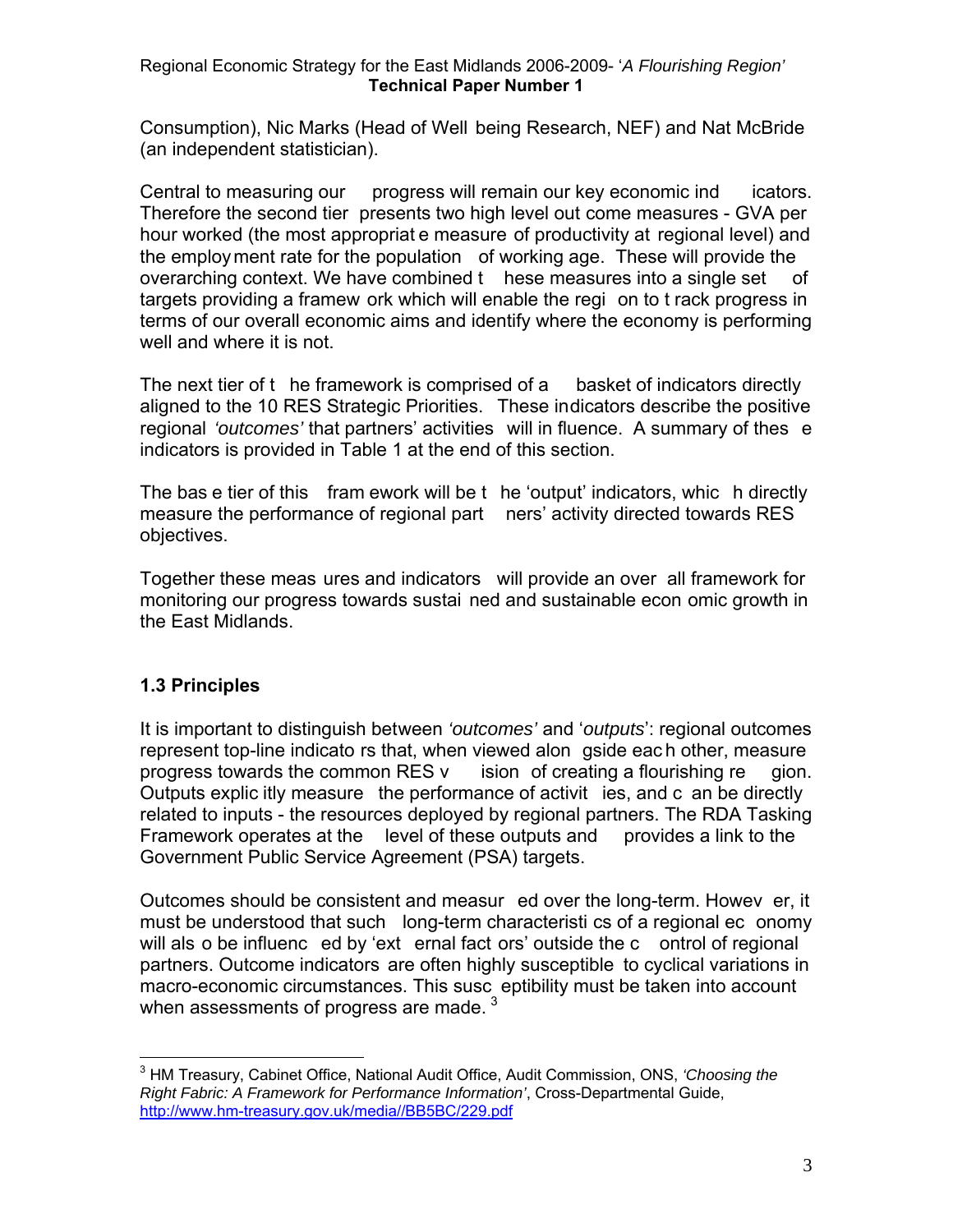Consumption), Nic Marks (Head of Well being Research, NEF) and Nat McBride (an independent statistician).

Central to measuring our progress will remain our key economic indicators. Therefore the second tier presents two high level outcome measures - GVA per hour worked (the most appropriate measure of productivity at regional level) and the employment rate for the population of working age. These will provide the overarching context. We have combined these measures into a single set of targets providing a framework which will enable the region to track progress in terms of our overall economic aims and identify where the economy is performing well and where it is not.

The next tier of the framework is comprised of a basket of indicators directly aligned to the 10 RES Strategic Priorities. These indicators describe the positive regional *'outcomes'* that partners' activities will influence. A summary of these indicators is provided in Table 1 at the end of this section.

The base tier of this framework will be the 'output' indicators, which directly measure the performance of regional partners' activity directed towards RES objectives.

Together these measures and indicators will provide an overall framework for monitoring our progress towards sustained and sustainable economic growth in the East Midlands.

## 1.3 Principles

It is important to distinguish between *'outcomes'* and '*outputs*': regional outcomes represent top-line indicators that, when viewed alongside each other, measure progress towards the common RES vision of creating a flourishing region. Outputs explicitly measure the performance of activities, and can be directly related to inputs - the resources deployed by regional partners. The RDA Tasking Framework operates at the level of these outputs and provides a link to the Government Public Service Agreement (PSA) targets.

Outcomes should be consistent and measured over the long-term. However, it must be understood that such long-term characteristics of a regional economy will also be influenced by 'external factors' outside the control of regional partners. Outcome indicators are often highly susceptible to cyclical variations in macro-economic circumstances. This susceptibility must be taken into account when assessments of progress are made. [3]

---

[3] HM Treasury, Cabinet Office, National Audit Office, Audit Commission, ONS, *'Choosing the Right Fabric: A Framework for Performance Information'*, Cross-Departmental Guide, http://www.hm-treasury.gov.uk/media//BB5BC/229.pdf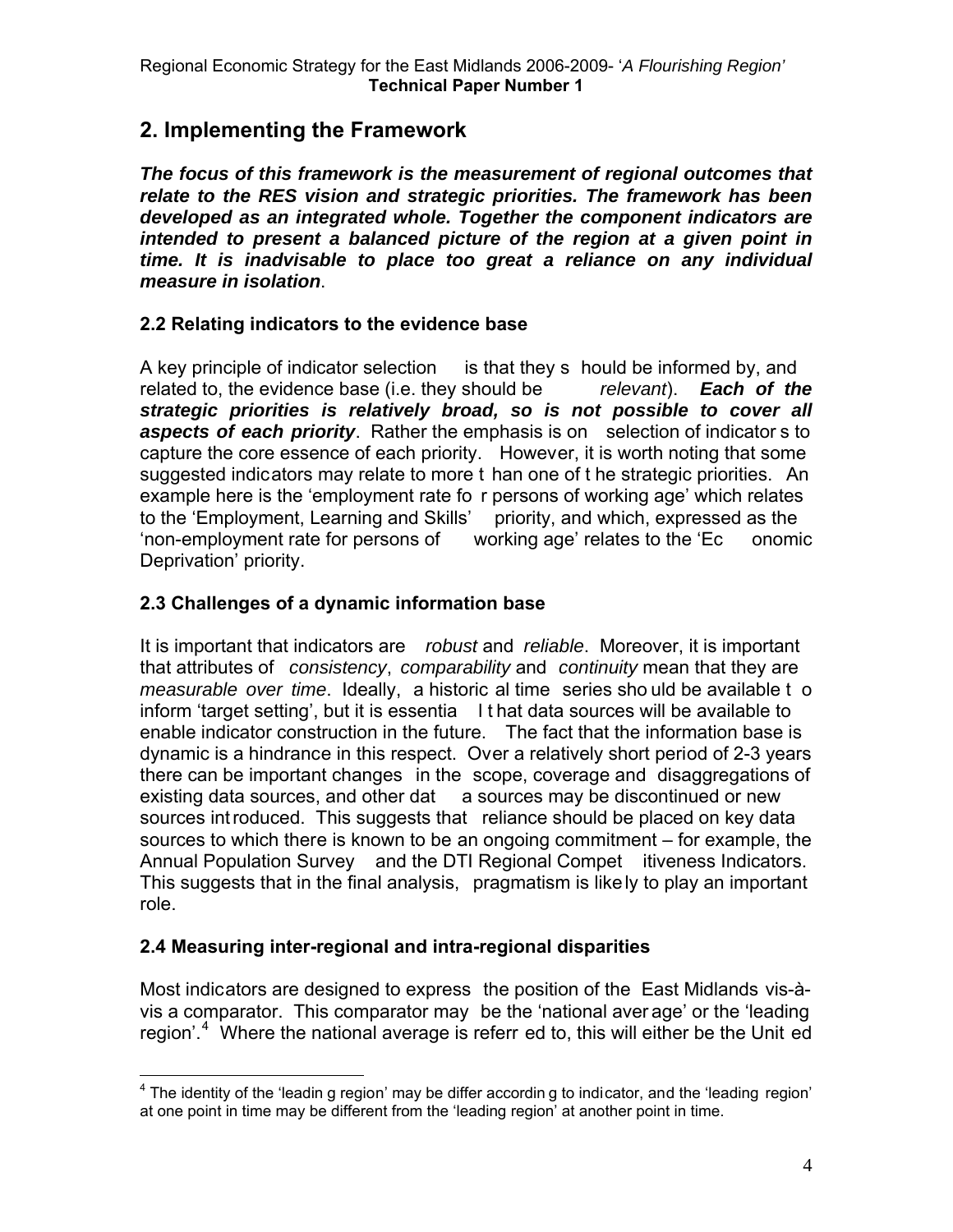## 2. Implementing the Framework

***The focus of this framework is the measurement of regional outcomes that relate to the RES vision and strategic priorities. The framework has been developed as an integrated whole. Together the component indicators are intended to present a balanced picture of the region at a given point in time. It is inadvisable to place too great a reliance on any individual measure in isolation***.

### 2.2 Relating indicators to the evidence base

A key principle of indicator selection is that they should be informed by, and related to, the evidence base (i.e. they should be *relevant*). ***Each of the strategic priorities is relatively broad, so is not possible to cover all aspects of each priority***. Rather the emphasis is on selection of indicators to capture the core essence of each priority. However, it is worth noting that some suggested indicators may relate to more than one of the strategic priorities. An example here is the 'employment rate for persons of working age' which relates to the 'Employment, Learning and Skills' priority, and which, expressed as the 'non-employment rate for persons of working age' relates to the 'Economic Deprivation' priority.

### 2.3 Challenges of a dynamic information base

It is important that indicators are *robust* and *reliable*. Moreover, it is important that attributes of *consistency*, *comparability* and *continuity* mean that they are *measurable over time*. Ideally, a historical time series should be available to inform 'target setting', but it is essential that data sources will be available to enable indicator construction in the future. The fact that the information base is dynamic is a hindrance in this respect. Over a relatively short period of 2-3 years there can be important changes in the scope, coverage and disaggregations of existing data sources, and other data sources may be discontinued or new sources introduced. This suggests that reliance should be placed on key data sources to which there is known to be an ongoing commitment – for example, the Annual Population Survey and the DTI Regional Competitiveness Indicators. This suggests that in the final analysis, pragmatism is likely to play an important role.

### 2.4 Measuring inter-regional and intra-regional disparities

Most indicators are designed to express the position of the East Midlands vis-à-vis a comparator. This comparator may be the 'national average' or the 'leading region'.[4] Where the national average is referred to, this will either be the United

[4] The identity of the 'leading region' may be differ according to indicator, and the 'leading region' at one point in time may be different from the 'leading region' at another point in time.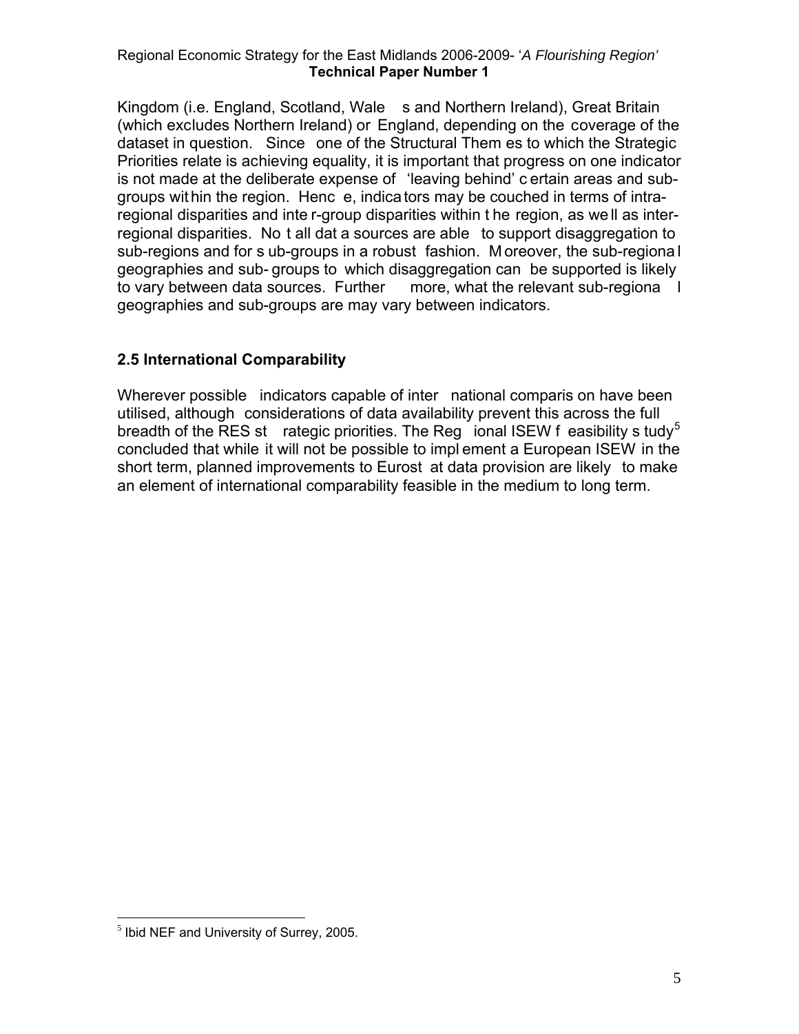Kingdom (i.e. England, Scotland, Wales and Northern Ireland), Great Britain (which excludes Northern Ireland) or England, depending on the coverage of the dataset in question. Since one of the Structural Themes to which the Strategic Priorities relate is achieving equality, it is important that progress on one indicator is not made at the deliberate expense of 'leaving behind' certain areas and sub-groups within the region. Hence, indicators may be couched in terms of intra-regional disparities and inter-group disparities within the region, as well as inter-regional disparities. Not all data sources are able to support disaggregation to sub-regions and for sub-groups in a robust fashion. Moreover, the sub-regional geographies and sub-groups to which disaggregation can be supported is likely to vary between data sources. Furthermore, what the relevant sub-regional geographies and sub-groups are may vary between indicators.

## 2.5 International Comparability

Wherever possible indicators capable of international comparison have been utilised, although considerations of data availability prevent this across the full breadth of the RES strategic priorities. The Regional ISEW feasibility study[5] concluded that while it will not be possible to implement a European ISEW in the short term, planned improvements to Eurostat data provision are likely to make an element of international comparability feasible in the medium to long term.

[5] Ibid NEF and University of Surrey, 2005.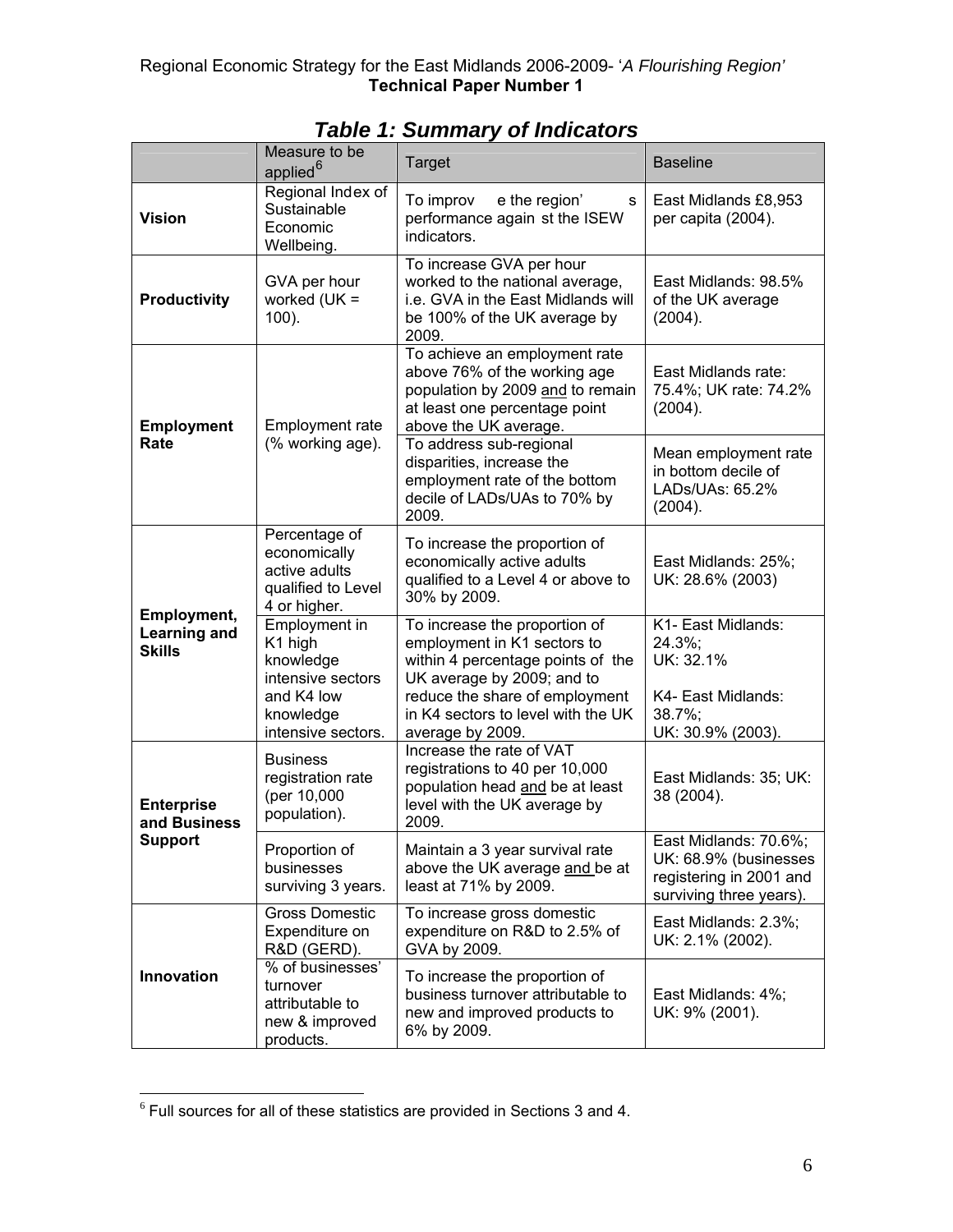# *Table 1: Summary of Indicators*

| | Measure to be applied[6] | Target | Baseline |
|---|---|---|---|
| **Vision** | Regional Index of Sustainable Economic Wellbeing. | To improve the region's performance against the ISEW indicators. | East Midlands £8,953 per capita (2004). |
| **Productivity** | GVA per hour worked (UK = 100). | To increase GVA per hour worked to the national average, i.e. GVA in the East Midlands will be 100% of the UK average by 2009. | East Midlands: 98.5% of the UK average (2004). |
| **Employment Rate** | Employment rate (% working age). | To achieve an employment rate above 76% of the working age population by 2009 and to remain at least one percentage point above the UK average. | East Midlands rate: 75.4%; UK rate: 74.2% (2004). |
| | | To address sub-regional disparities, increase the employment rate of the bottom decile of LADs/UAs to 70% by 2009. | Mean employment rate in bottom decile of LADs/UAs: 65.2% (2004). |
| **Employment, Learning and Skills** | Percentage of economically active adults qualified to Level 4 or higher. | To increase the proportion of economically active adults qualified to a Level 4 or above to 30% by 2009. | East Midlands: 25%; UK: 28.6% (2003) |
| | Employment in K1 high knowledge intensive sectors and K4 low knowledge intensive sectors. | To increase the proportion of employment in K1 sectors to within 4 percentage points of the UK average by 2009; and to reduce the share of employment in K4 sectors to level with the UK average by 2009. | K1- East Midlands: 24.3%; UK: 32.1%<br><br>K4- East Midlands: 38.7%; UK: 30.9% (2003). |
| **Enterprise and Business Support** | Business registration rate (per 10,000 population). | Increase the rate of VAT registrations to 40 per 10,000 population head and be at least level with the UK average by 2009. | East Midlands: 35; UK: 38 (2004). |
| | Proportion of businesses surviving 3 years. | Maintain a 3 year survival rate above the UK average and be at least at 71% by 2009. | East Midlands: 70.6%; UK: 68.9% (businesses registering in 2001 and surviving three years). |
| **Innovation** | Gross Domestic Expenditure on R&D (GERD). | To increase gross domestic expenditure on R&D to 2.5% of GVA by 2009. | East Midlands: 2.3%; UK: 2.1% (2002). |
| | % of businesses' turnover attributable to new & improved products. | To increase the proportion of business turnover attributable to new and improved products to 6% by 2009. | East Midlands: 4%; UK: 9% (2001). |

[6] Full sources for all of these statistics are provided in Sections 3 and 4.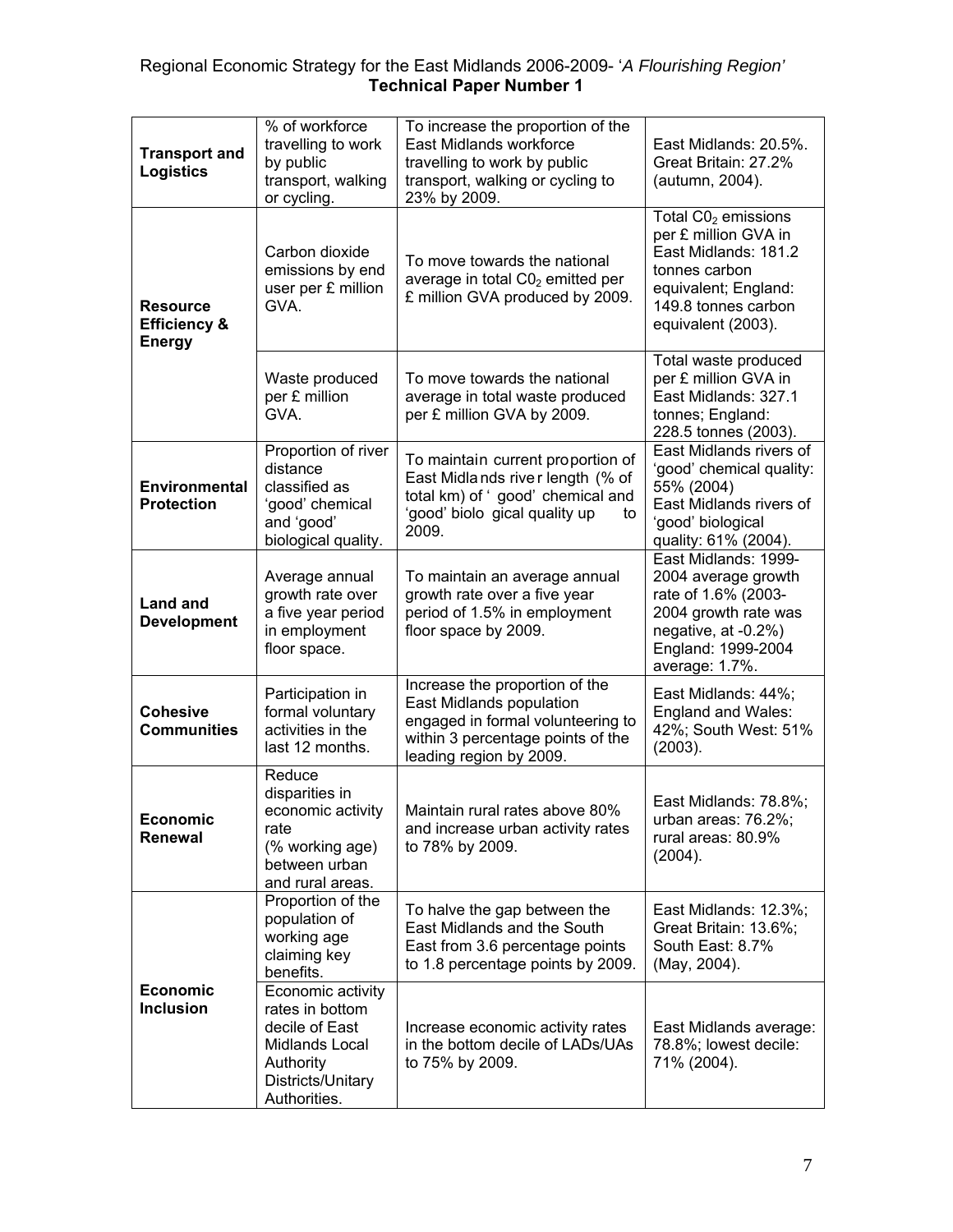| Transport and Logistics | % of workforce travelling to work by public transport, walking or cycling. | To increase the proportion of the East Midlands workforce travelling to work by public transport, walking or cycling to 23% by 2009. | East Midlands: 20.5%. Great Britain: 27.2% (autumn, 2004). |
|---|---|---|---|
| Resource Efficiency & Energy | Carbon dioxide emissions by end user per £ million GVA. | To move towards the national average in total $CO_2$ emitted per £ million GVA produced by 2009. | Total $CO_2$ emissions per £ million GVA in East Midlands: 181.2 tonnes carbon equivalent; England: 149.8 tonnes carbon equivalent (2003). |
| | Waste produced per £ million GVA. | To move towards the national average in total waste produced per £ million GVA by 2009. | Total waste produced per £ million GVA in East Midlands: 327.1 tonnes; England: 228.5 tonnes (2003). |
| Environmental Protection | Proportion of river distance classified as 'good' chemical and 'good' biological quality. | To maintain current proportion of East Midlands river length (% of total km) of 'good' chemical and 'good' biological quality up to 2009. | East Midlands rivers of 'good' chemical quality: 55% (2004) East Midlands rivers of 'good' biological quality: 61% (2004). |
| Land and Development | Average annual growth rate over a five year period in employment floor space. | To maintain an average annual growth rate over a five year period of 1.5% in employment floor space by 2009. | East Midlands: 1999-2004 average growth rate of 1.6% (2003-2004 growth rate was negative, at -0.2%) England: 1999-2004 average: 1.7%. |
| Cohesive Communities | Participation in formal voluntary activities in the last 12 months. | Increase the proportion of the East Midlands population engaged in formal volunteering to within 3 percentage points of the leading region by 2009. | East Midlands: 44%; England and Wales: 42%; South West: 51% (2003). |
| Economic Renewal | Reduce disparities in economic activity rate (% working age) between urban and rural areas. | Maintain rural rates above 80% and increase urban activity rates to 78% by 2009. | East Midlands: 78.8%; urban areas: 76.2%; rural areas: 80.9% (2004). |
| Economic Inclusion | Proportion of the population of working age claiming key benefits. | To halve the gap between the East Midlands and the South East from 3.6 percentage points to 1.8 percentage points by 2009. | East Midlands: 12.3%; Great Britain: 13.6%; South East: 8.7% (May, 2004). |
| | Economic activity rates in bottom decile of East Midlands Local Authority Districts/Unitary Authorities. | Increase economic activity rates in the bottom decile of LADs/UAs to 75% by 2009. | East Midlands average: 78.8%; lowest decile: 71% (2004). |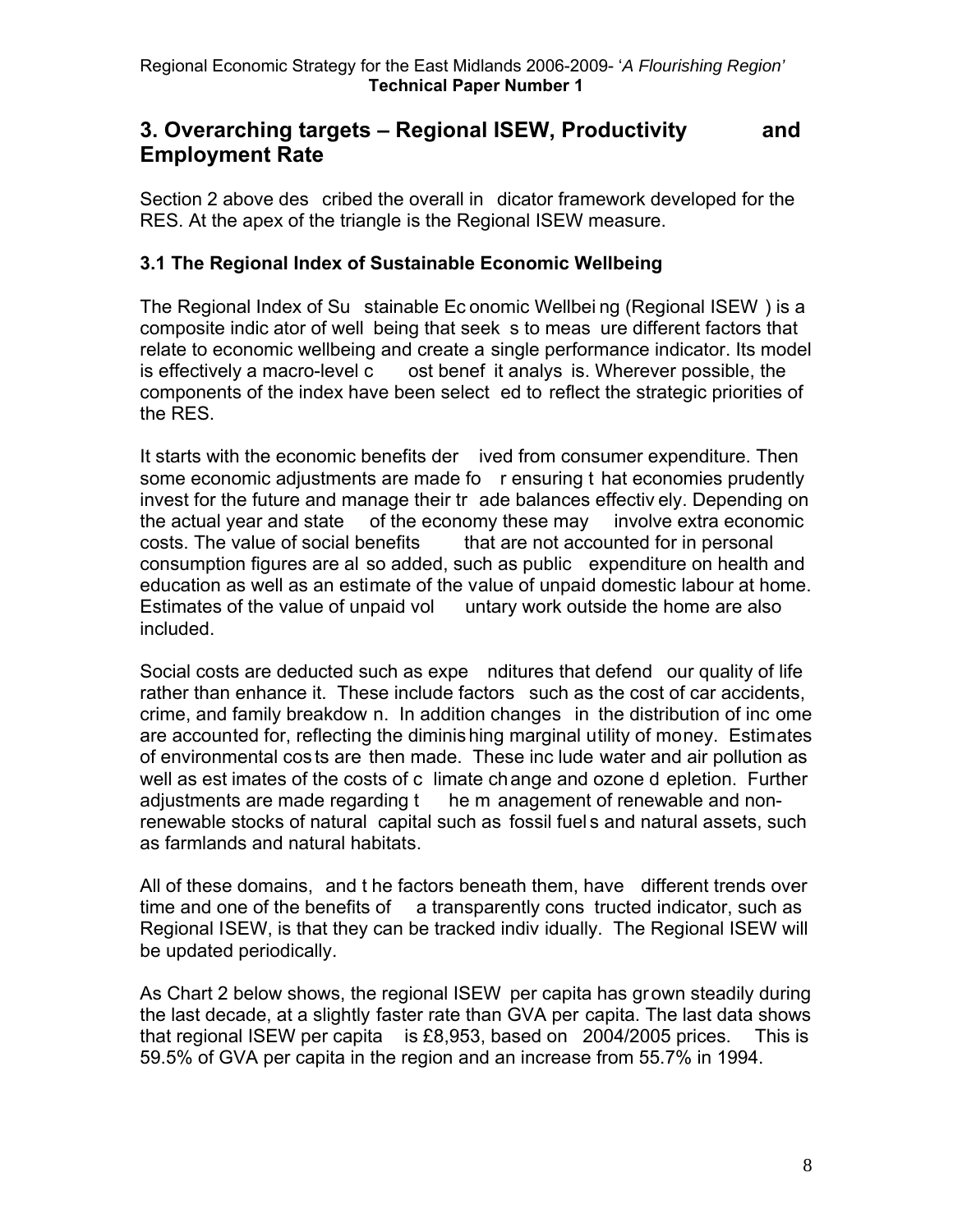## 3. Overarching targets – Regional ISEW, Productivity and Employment Rate

Section 2 above described the overall indicator framework developed for the RES. At the apex of the triangle is the Regional ISEW measure.

### 3.1 The Regional Index of Sustainable Economic Wellbeing

The Regional Index of Sustainable Economic Wellbeing (Regional ISEW) is a composite indicator of well being that seeks to measure different factors that relate to economic wellbeing and create a single performance indicator. Its model is effectively a macro-level cost benefit analysis. Wherever possible, the components of the index have been selected to reflect the strategic priorities of the RES.

It starts with the economic benefits derived from consumer expenditure. Then some economic adjustments are made for ensuring that economies prudently invest for the future and manage their trade balances effectively. Depending on the actual year and state of the economy these may involve extra economic costs. The value of social benefits that are not accounted for in personal consumption figures are also added, such as public expenditure on health and education as well as an estimate of the value of unpaid domestic labour at home. Estimates of the value of unpaid voluntary work outside the home are also included.

Social costs are deducted such as expenditures that defend our quality of life rather than enhance it. These include factors such as the cost of car accidents, crime, and family breakdown. In addition changes in the distribution of income are accounted for, reflecting the diminishing marginal utility of money. Estimates of environmental costs are then made. These include water and air pollution as well as estimates of the costs of climate change and ozone depletion. Further adjustments are made regarding the management of renewable and non-renewable stocks of natural capital such as fossil fuels and natural assets, such as farmlands and natural habitats.

All of these domains, and the factors beneath them, have different trends over time and one of the benefits of a transparently constructed indicator, such as Regional ISEW, is that they can be tracked individually. The Regional ISEW will be updated periodically.

As Chart 2 below shows, the regional ISEW per capita has grown steadily during the last decade, at a slightly faster rate than GVA per capita. The last data shows that regional ISEW per capita is £8,953, based on 2004/2005 prices. This is 59.5% of GVA per capita in the region and an increase from 55.7% in 1994.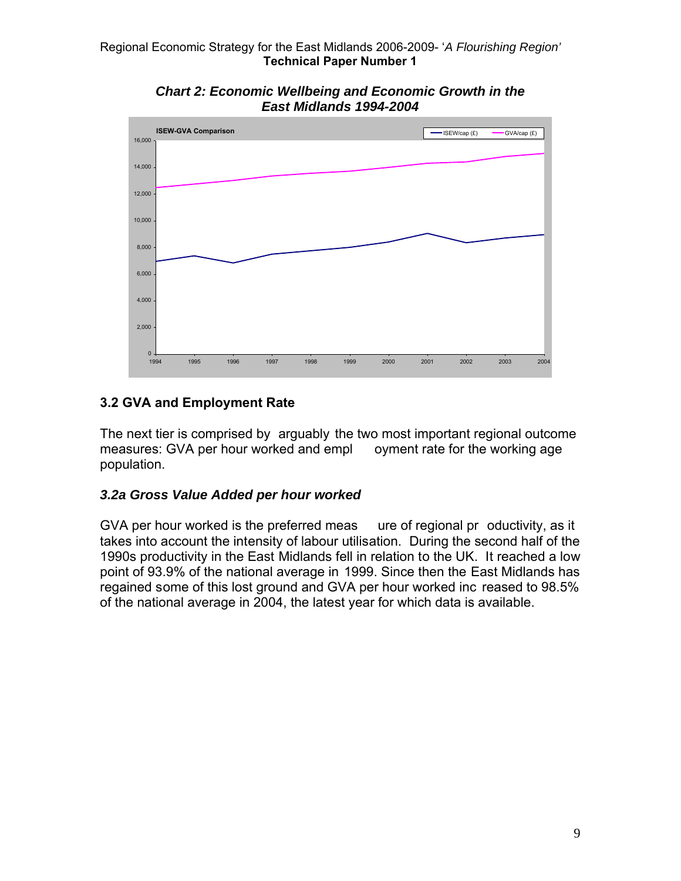***Chart 2: Economic Wellbeing and Economic Growth in the East Midlands 1994-2004***

## 3.2 GVA and Employment Rate

The next tier is comprised by arguably the two most important regional outcome measures: GVA per hour worked and employment rate for the working age population.

### *3.2a Gross Value Added per hour worked*

GVA per hour worked is the preferred measure of regional productivity, as it takes into account the intensity of labour utilisation. During the second half of the 1990s productivity in the East Midlands fell in relation to the UK. It reached a low point of 93.9% of the national average in 1999. Since then the East Midlands has regained some of this lost ground and GVA per hour worked increased to 98.5% of the national average in 2004, the latest year for which data is available.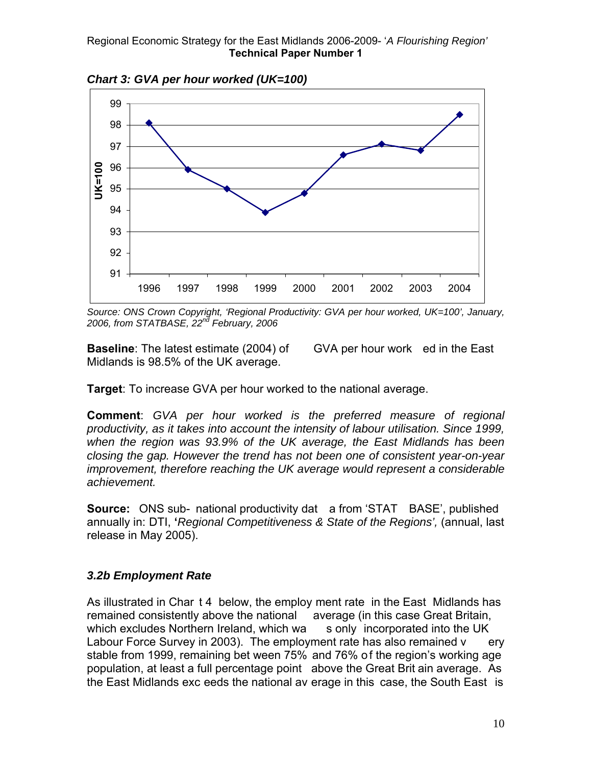*Chart 3: GVA per hour worked (UK=100)*

*Source: ONS Crown Copyright, 'Regional Productivity: GVA per hour worked, UK=100', January, 2006, from STATBASE, 22nd February, 2006*

**Baseline**: The latest estimate (2004) of GVA per hour worked in the East Midlands is 98.5% of the UK average.

**Target**: To increase GVA per hour worked to the national average.

**Comment**: *GVA per hour worked is the preferred measure of regional productivity, as it takes into account the intensity of labour utilisation. Since 1999, when the region was 93.9% of the UK average, the East Midlands has been closing the gap. However the trend has not been one of consistent year-on-year improvement, therefore reaching the UK average would represent a considerable achievement.*

**Source:** ONS sub-national productivity data from 'STATBASE', published annually in: DTI, '*Regional Competitiveness & State of the Regions',* (annual, last release in May 2005).

### *3.2b Employment Rate*

As illustrated in Chart 4 below, the employment rate in the East Midlands has remained consistently above the national average (in this case Great Britain, which excludes Northern Ireland, which was only incorporated into the UK Labour Force Survey in 2003). The employment rate has also remained very stable from 1999, remaining between 75% and 76% of the region's working age population, at least a full percentage point above the Great Britain average. As the East Midlands exceeds the national average in this case, the South East is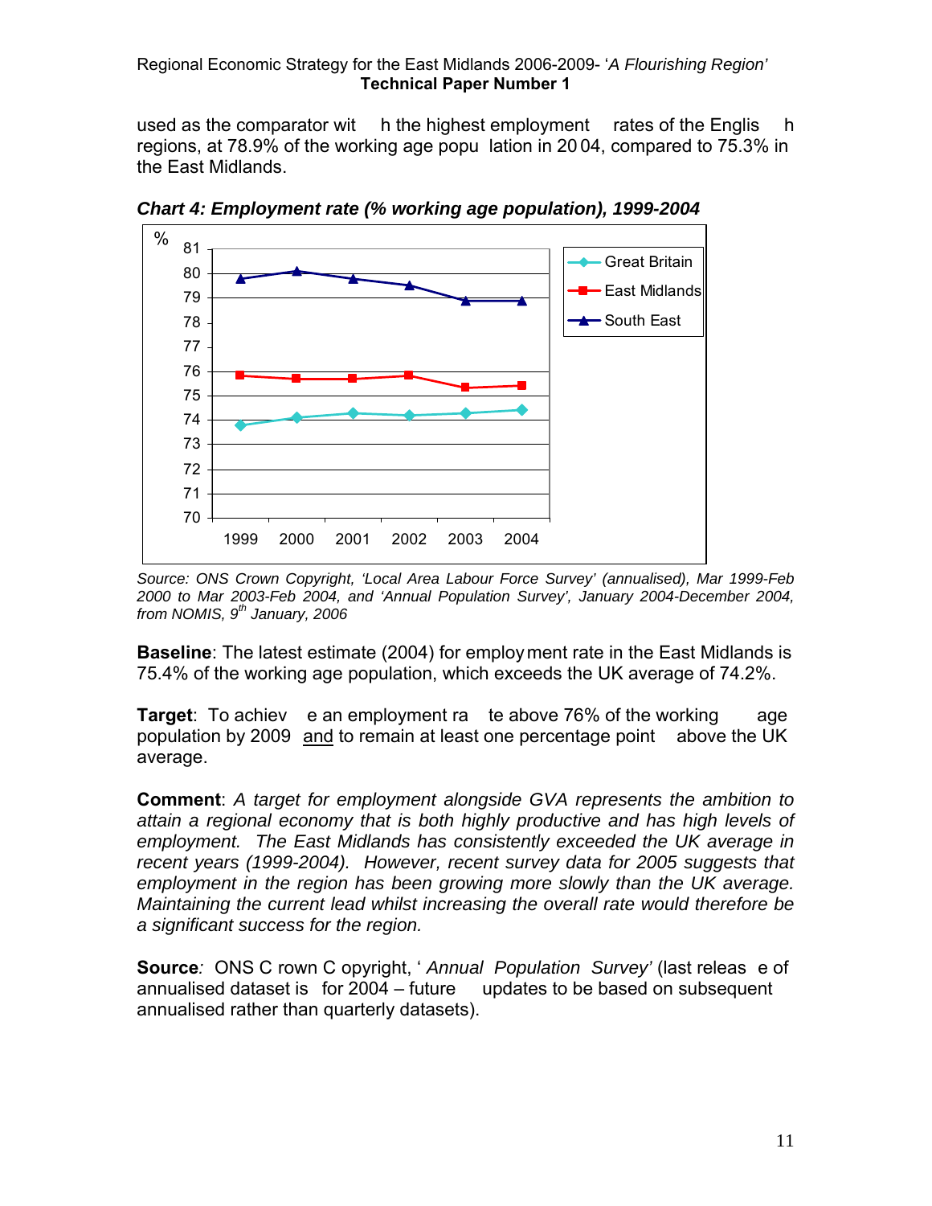used as the comparator with the highest employment rates of the English regions, at 78.9% of the working age population in 2004, compared to 75.3% in the East Midlands.

***Chart 4: Employment rate (% working age population), 1999-2004***

*Source: ONS Crown Copyright, 'Local Area Labour Force Survey' (annualised), Mar 1999-Feb 2000 to Mar 2003-Feb 2004, and 'Annual Population Survey', January 2004-December 2004, from NOMIS, 9th January, 2006*

**Baseline**: The latest estimate (2004) for employment rate in the East Midlands is 75.4% of the working age population, which exceeds the UK average of 74.2%.

**Target**: To achieve an employment rate above 76% of the working age population by 2009 and to remain at least one percentage point above the UK average.

**Comment**: *A target for employment alongside GVA represents the ambition to attain a regional economy that is both highly productive and has high levels of employment. The East Midlands has consistently exceeded the UK average in recent years (1999-2004). However, recent survey data for 2005 suggests that employment in the region has been growing more slowly than the UK average. Maintaining the current lead whilst increasing the overall rate would therefore be a significant success for the region.*

**Source**: ONS Crown Copyright, '*Annual Population Survey*' (last release of annualised dataset is for 2004 – future updates to be based on subsequent annualised rather than quarterly datasets).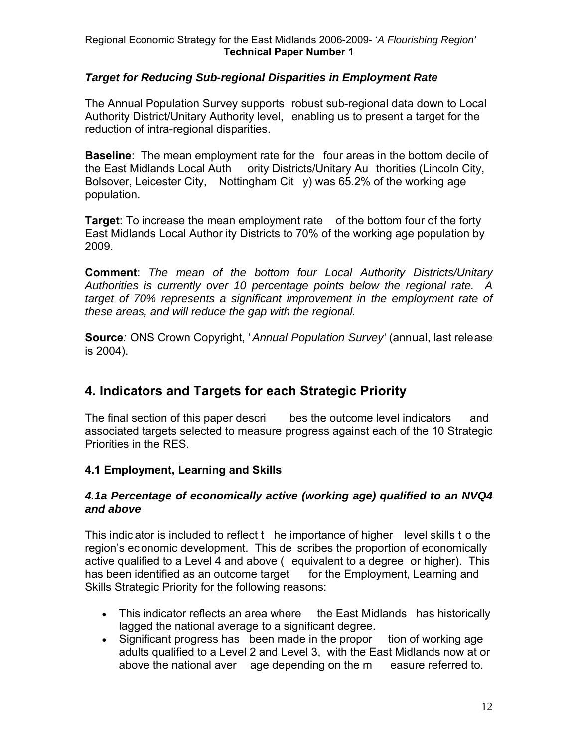### *Target for Reducing Sub-regional Disparities in Employment Rate*

The Annual Population Survey supports robust sub-regional data down to Local Authority District/Unitary Authority level, enabling us to present a target for the reduction of intra-regional disparities.

**Baseline**: The mean employment rate for the four areas in the bottom decile of the East Midlands Local Authority Districts/Unitary Authorities (Lincoln City, Bolsover, Leicester City, Nottingham City) was 65.2% of the working age population.

**Target**: To increase the mean employment rate of the bottom four of the forty East Midlands Local Authority Districts to 70% of the working age population by 2009.

**Comment**: *The mean of the bottom four Local Authority Districts/Unitary Authorities is currently over 10 percentage points below the regional rate. A target of 70% represents a significant improvement in the employment rate of these areas, and will reduce the gap with the regional.*

**Source***:* ONS Crown Copyright, '*Annual Population Survey'* (annual, last release is 2004).

## 4. Indicators and Targets for each Strategic Priority

The final section of this paper describes the outcome level indicators and associated targets selected to measure progress against each of the 10 Strategic Priorities in the RES.

### 4.1 Employment, Learning and Skills

#### *4.1a Percentage of economically active (working age) qualified to an NVQ4 and above*

This indicator is included to reflect the importance of higher level skills to the region's economic development. This describes the proportion of economically active qualified to a Level 4 and above (equivalent to a degree or higher). This has been identified as an outcome target for the Employment, Learning and Skills Strategic Priority for the following reasons:

- This indicator reflects an area where the East Midlands has historically lagged the national average to a significant degree.
- Significant progress has been made in the proportion of working age adults qualified to a Level 2 and Level 3, with the East Midlands now at or above the national average depending on the measure referred to.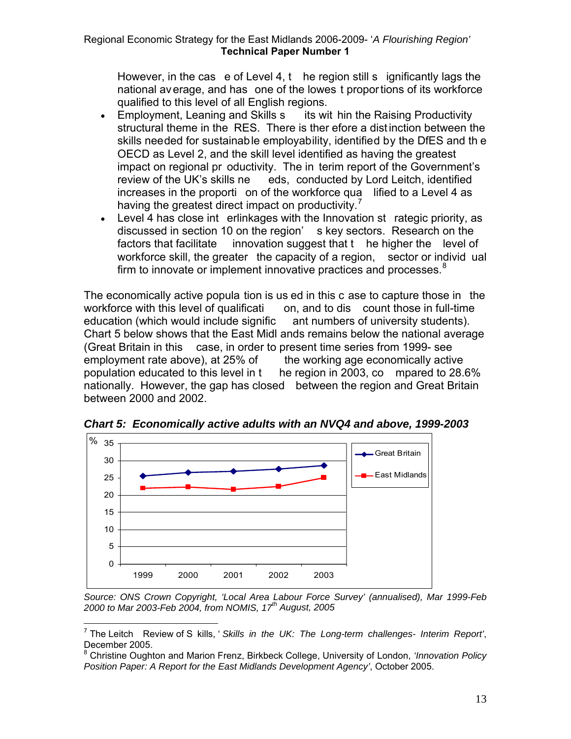However, in the case of Level 4, the region still significantly lags the national average, and has one of the lowest proportions of its workforce qualified to this level of all English regions.

- Employment, Leaning and Skills sits within the Raising Productivity structural theme in the RES. There is therefore a distinction between the skills needed for sustainable employability, identified by the DfES and the OECD as Level 2, and the skill level identified as having the greatest impact on regional productivity. The interim report of the Government's review of the UK's skills needs, conducted by Lord Leitch, identified increases in the proportion of the workforce qualified to a Level 4 as having the greatest direct impact on productivity.[7]
- Level 4 has close interlinkages with the Innovation strategic priority, as discussed in section 10 on the region's key sectors. Research on the factors that facilitate innovation suggest that the higher the level of workforce skill, the greater the capacity of a region, sector or individual firm to innovate or implement innovative practices and processes.[8]

The economically active population is used in this case to capture those in the workforce with this level of qualification, and to discount those in full-time education (which would include significant numbers of university students). Chart 5 below shows that the East Midlands remains below the national average (Great Britain in this case, in order to present time series from 1999- see employment rate above), at 25% of the working age economically active population educated to this level in the region in 2003, compared to 28.6% nationally. However, the gap has closed between the region and Great Britain between 2000 and 2002.

***Chart 5: Economically active adults with an NVQ4 and above, 1999-2003***

*Source: ONS Crown Copyright, 'Local Area Labour Force Survey' (annualised), Mar 1999-Feb 2000 to Mar 2003-Feb 2004, from NOMIS, 17th August, 2005*

---

[7] The Leitch Review of Skills, '*Skills in the UK: The Long-term challenges- Interim Report*', December 2005.

[8] Christine Oughton and Marion Frenz, Birkbeck College, University of London, *'Innovation Policy Position Paper: A Report for the East Midlands Development Agency'*, October 2005.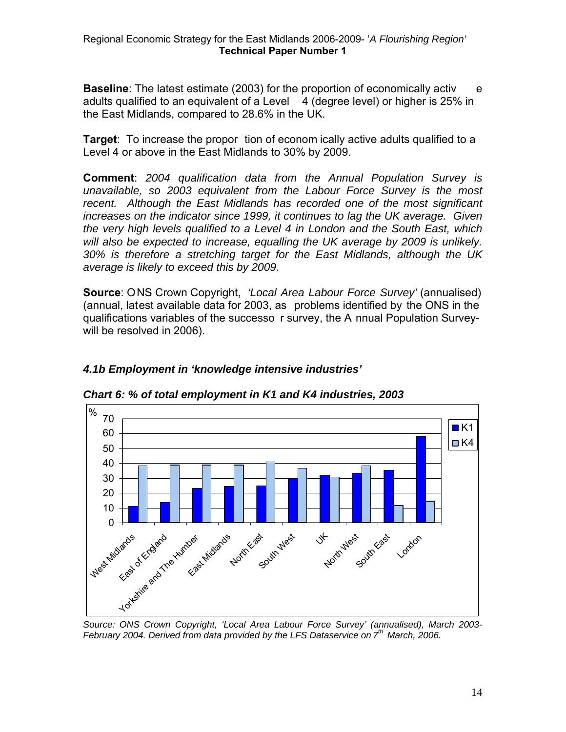**Baseline**: The latest estimate (2003) for the proportion of economically active adults qualified to an equivalent of a Level 4 (degree level) or higher is 25% in the East Midlands, compared to 28.6% in the UK.

**Target**: To increase the proportion of economically active adults qualified to a Level 4 or above in the East Midlands to 30% by 2009.

**Comment**: *2004 qualification data from the Annual Population Survey is unavailable, so 2003 equivalent from the Labour Force Survey is the most recent. Although the East Midlands has recorded one of the most significant increases on the indicator since 1999, it continues to lag the UK average. Given the very high levels qualified to a Level 4 in London and the South East, which will also be expected to increase, equalling the UK average by 2009 is unlikely. 30% is therefore a stretching target for the East Midlands, although the UK average is likely to exceed this by 2009.*

**Source**: ONS Crown Copyright, *'Local Area Labour Force Survey'* (annualised) (annual, latest available data for 2003, as problems identified by the ONS in the qualifications variables of the successor survey, the Annual Population Survey- will be resolved in 2006).

### *4.1b Employment in 'knowledge intensive industries'*

***Chart 6: % of total employment in K1 and K4 industries, 2003***

*Source: ONS Crown Copyright, 'Local Area Labour Force Survey' (annualised), March 2003-February 2004. Derived from data provided by the LFS Dataservice on 7th March, 2006.*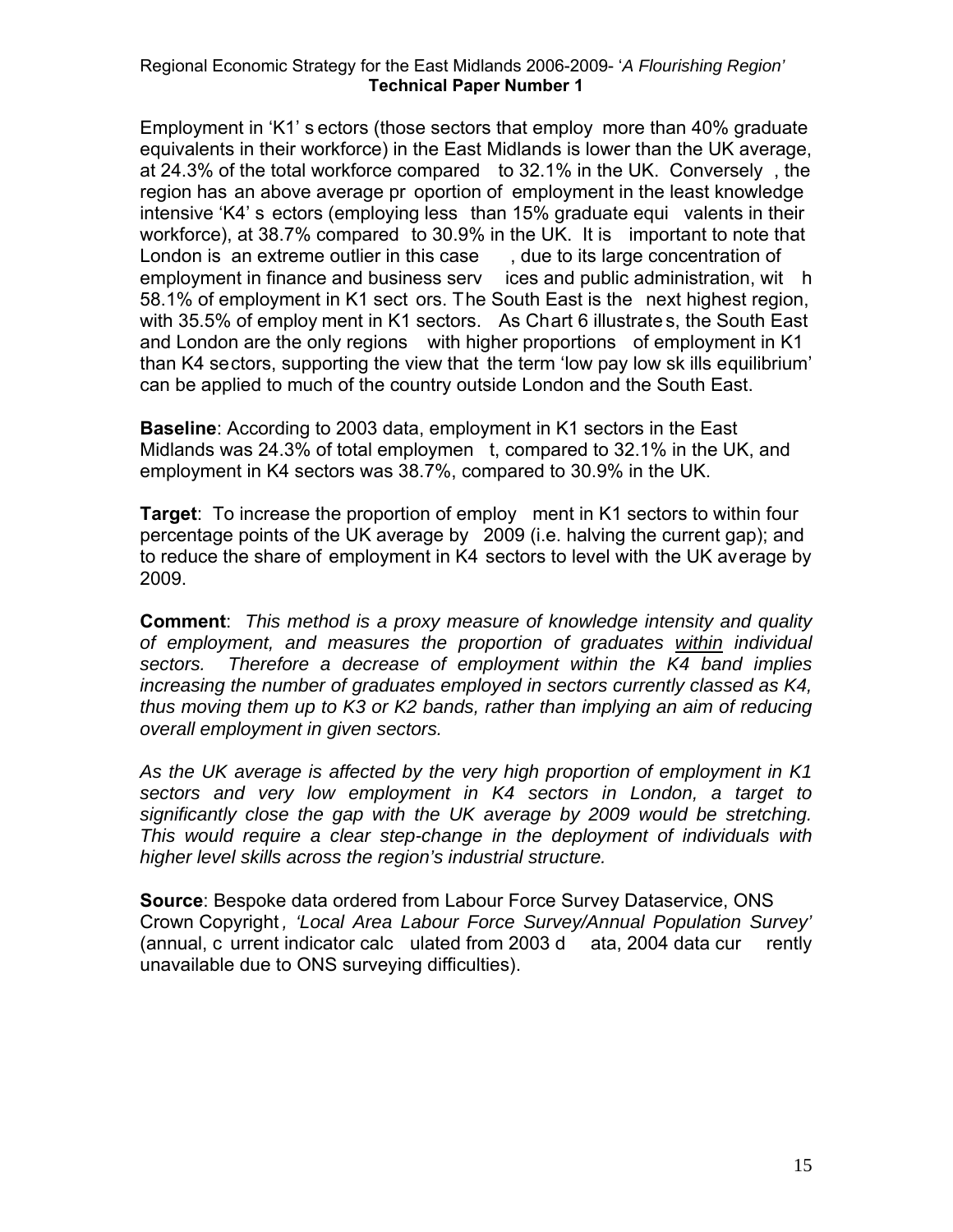Employment in 'K1' sectors (those sectors that employ more than 40% graduate equivalents in their workforce) in the East Midlands is lower than the UK average, at 24.3% of the total workforce compared to 32.1% in the UK. Conversely, the region has an above average proportion of employment in the least knowledge intensive 'K4' sectors (employing less than 15% graduate equivalents in their workforce), at 38.7% compared to 30.9% in the UK. It is important to note that London is an extreme outlier in this case, due to its large concentration of employment in finance and business services and public administration, with 58.1% of employment in K1 sectors. The South East is the next highest region, with 35.5% of employment in K1 sectors. As Chart 6 illustrates, the South East and London are the only regions with higher proportions of employment in K1 than K4 sectors, supporting the view that the term 'low pay low skills equilibrium' can be applied to much of the country outside London and the South East.

**Baseline**: According to 2003 data, employment in K1 sectors in the East Midlands was 24.3% of total employment, compared to 32.1% in the UK, and employment in K4 sectors was 38.7%, compared to 30.9% in the UK.

**Target**: To increase the proportion of employment in K1 sectors to within four percentage points of the UK average by 2009 (i.e. halving the current gap); and to reduce the share of employment in K4 sectors to level with the UK average by 2009.

**Comment**: *This method is a proxy measure of knowledge intensity and quality of employment, and measures the proportion of graduates <u>within</u> individual sectors. Therefore a decrease of employment within the K4 band implies increasing the number of graduates employed in sectors currently classed as K4, thus moving them up to K3 or K2 bands, rather than implying an aim of reducing overall employment in given sectors.*

*As the UK average is affected by the very high proportion of employment in K1 sectors and very low employment in K4 sectors in London, a target to significantly close the gap with the UK average by 2009 would be stretching. This would require a clear step-change in the deployment of individuals with higher level skills across the region's industrial structure.*

**Source**: Bespoke data ordered from Labour Force Survey Dataservice, ONS Crown Copyright, *'Local Area Labour Force Survey/Annual Population Survey'* (annual, current indicator calculated from 2003 data, 2004 data currently unavailable due to ONS surveying difficulties).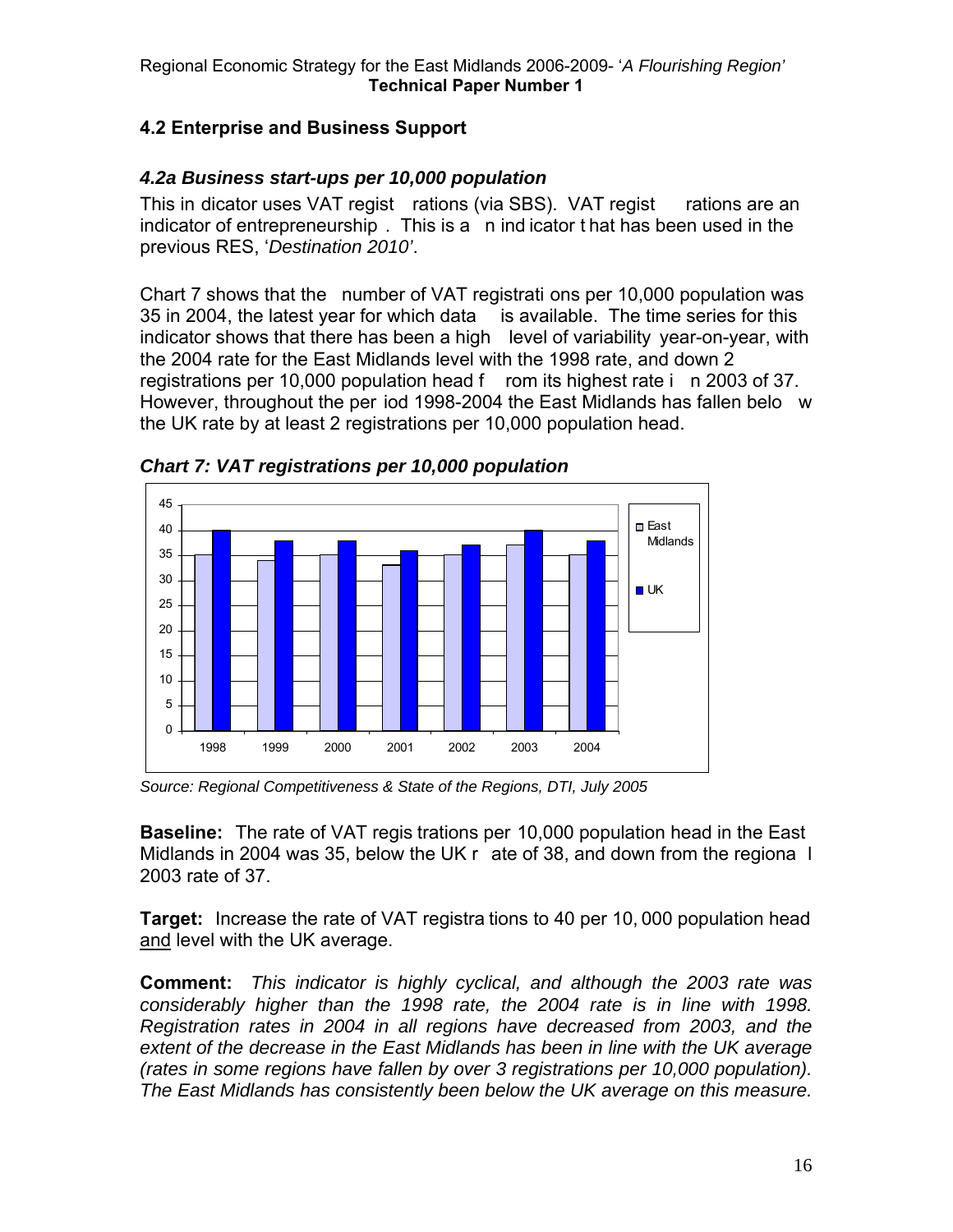## 4.2 Enterprise and Business Support

### *4.2a Business start-ups per 10,000 population*

This indicator uses VAT registrations (via SBS). VAT registrations are an indicator of entrepreneurship. This is an indicator that has been used in the previous RES, '*Destination 2010'*.

Chart 7 shows that the number of VAT registrations per 10,000 population was 35 in 2004, the latest year for which data is available. The time series for this indicator shows that there has been a high level of variability year-on-year, with the 2004 rate for the East Midlands level with the 1998 rate, and down 2 registrations per 10,000 population head from its highest rate in 2003 of 37. However, throughout the period 1998-2004 the East Midlands has fallen below the UK rate by at least 2 registrations per 10,000 population head.

***Chart 7: VAT registrations per 10,000 population***

| Year | East Midlands | UK |
|---|---|---|
| 1998 | 35 | 40 |
| 1999 | 34 | 38 |
| 2000 | 35 | 38 |
| 2001 | 33 | 36 |
| 2002 | 35 | 37 |
| 2003 | 37 | 40 |
| 2004 | 35 | 38 |

*Source: Regional Competitiveness & State of the Regions, DTI, July 2005*

**Baseline:** The rate of VAT registrations per 10,000 population head in the East Midlands in 2004 was 35, below the UK rate of 38, and down from the regional 2003 rate of 37.

**Target:** Increase the rate of VAT registrations to 40 per 10,000 population head and level with the UK average.

**Comment:** *This indicator is highly cyclical, and although the 2003 rate was considerably higher than the 1998 rate, the 2004 rate is in line with 1998. Registration rates in 2004 in all regions have decreased from 2003, and the extent of the decrease in the East Midlands has been in line with the UK average (rates in some regions have fallen by over 3 registrations per 10,000 population). The East Midlands has consistently been below the UK average on this measure.*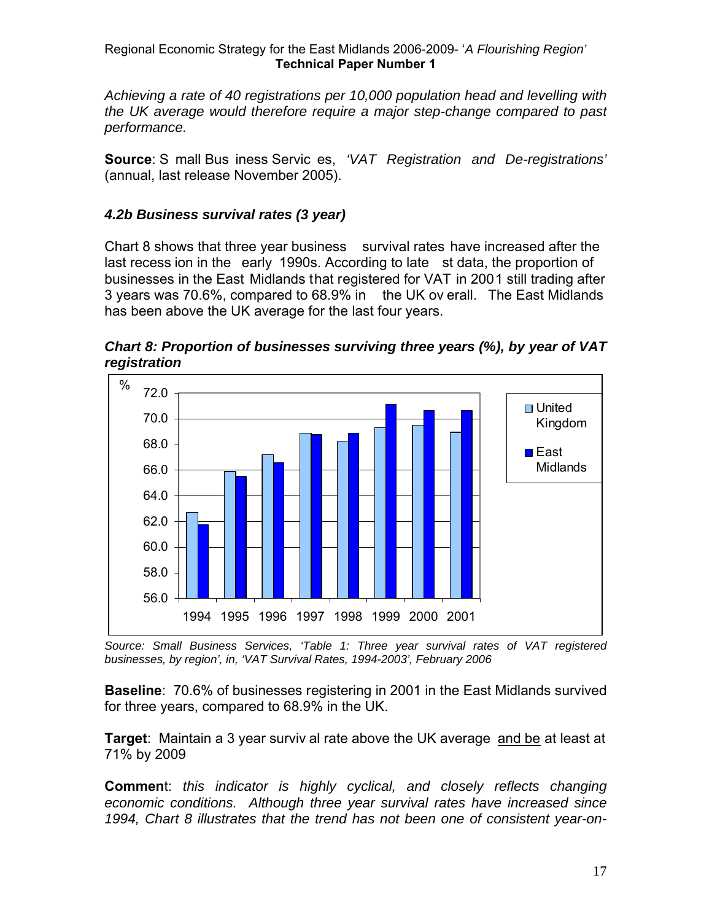*Achieving a rate of 40 registrations per 10,000 population head and levelling with the UK average would therefore require a major step-change compared to past performance.*

**Source**: Small Business Services, *'VAT Registration and De-registrations'* (annual, last release November 2005).

### *4.2b Business survival rates (3 year)*

Chart 8 shows that three year business survival rates have increased after the last recession in the early 1990s. According to latest data, the proportion of businesses in the East Midlands that registered for VAT in 2001 still trading after 3 years was 70.6%, compared to 68.9% in the UK overall. The East Midlands has been above the UK average for the last four years.

***Chart 8: Proportion of businesses surviving three years (%), by year of VAT registration***

| Year | United Kingdom | East Midlands |
|---|---|---|
| 1994 | 62.7 | 61.7 |
| 1995 | 65.9 | 65.5 |
| 1996 | 67.2 | 66.6 |
| 1997 | 68.9 | 68.8 |
| 1998 | 68.3 | 68.9 |
| 1999 | 69.3 | 71.1 |
| 2000 | 69.5 | 70.6 |
| 2001 | 68.9 | 70.6 |

*Source: Small Business Services, 'Table 1: Three year survival rates of VAT registered businesses, by region', in, 'VAT Survival Rates, 1994-2003', February 2006*

**Baseline**: 70.6% of businesses registering in 2001 in the East Midlands survived for three years, compared to 68.9% in the UK.

**Target**: Maintain a 3 year survival rate above the UK average and be at least at 71% by 2009

**Comment**: *this indicator is highly cyclical, and closely reflects changing economic conditions. Although three year survival rates have increased since 1994, Chart 8 illustrates that the trend has not been one of consistent year-on-*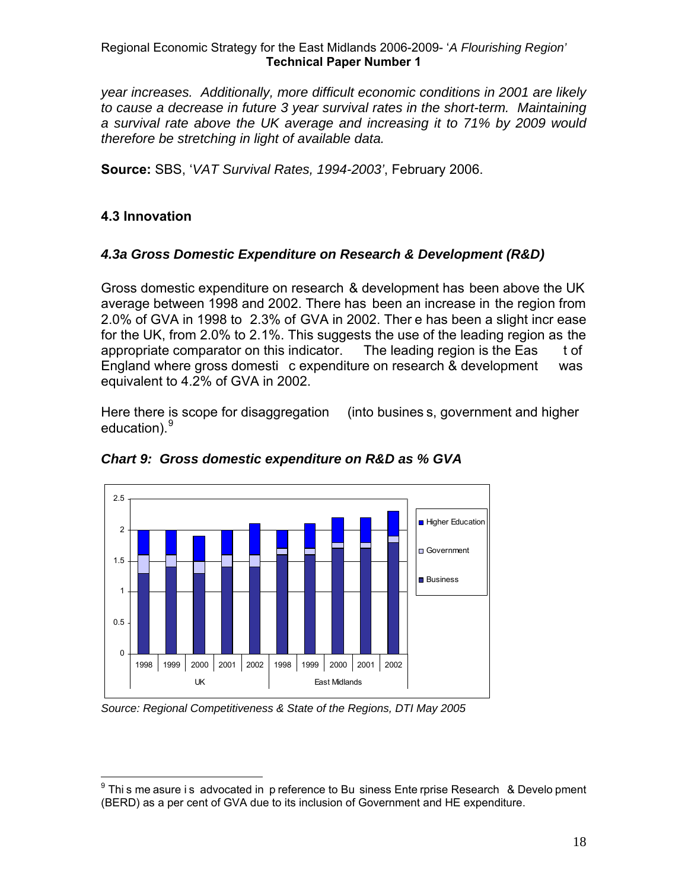*year increases. Additionally, more difficult economic conditions in 2001 are likely to cause a decrease in future 3 year survival rates in the short-term. Maintaining a survival rate above the UK average and increasing it to 71% by 2009 would therefore be stretching in light of available data.*

**Source:** SBS, '*VAT Survival Rates, 1994-2003*', February 2006.

### 4.3 Innovation

#### *4.3a Gross Domestic Expenditure on Research & Development (R&D)*

Gross domestic expenditure on research & development has been above the UK average between 1998 and 2002. There has been an increase in the region from 2.0% of GVA in 1998 to 2.3% of GVA in 2002. There has been a slight increase for the UK, from 2.0% to 2.1%. This suggests the use of the leading region as the appropriate comparator on this indicator. The leading region is the East of England where gross domestic expenditure on research & development was equivalent to 4.2% of GVA in 2002.

Here there is scope for disaggregation (into business, government and higher education).[9]

***Chart 9: Gross domestic expenditure on R&D as % GVA***

*Source: Regional Competitiveness & State of the Regions, DTI May 2005*

[9] This measure is advocated in preference to Business Enterprise Research & Development (BERD) as a per cent of GVA due to its inclusion of Government and HE expenditure.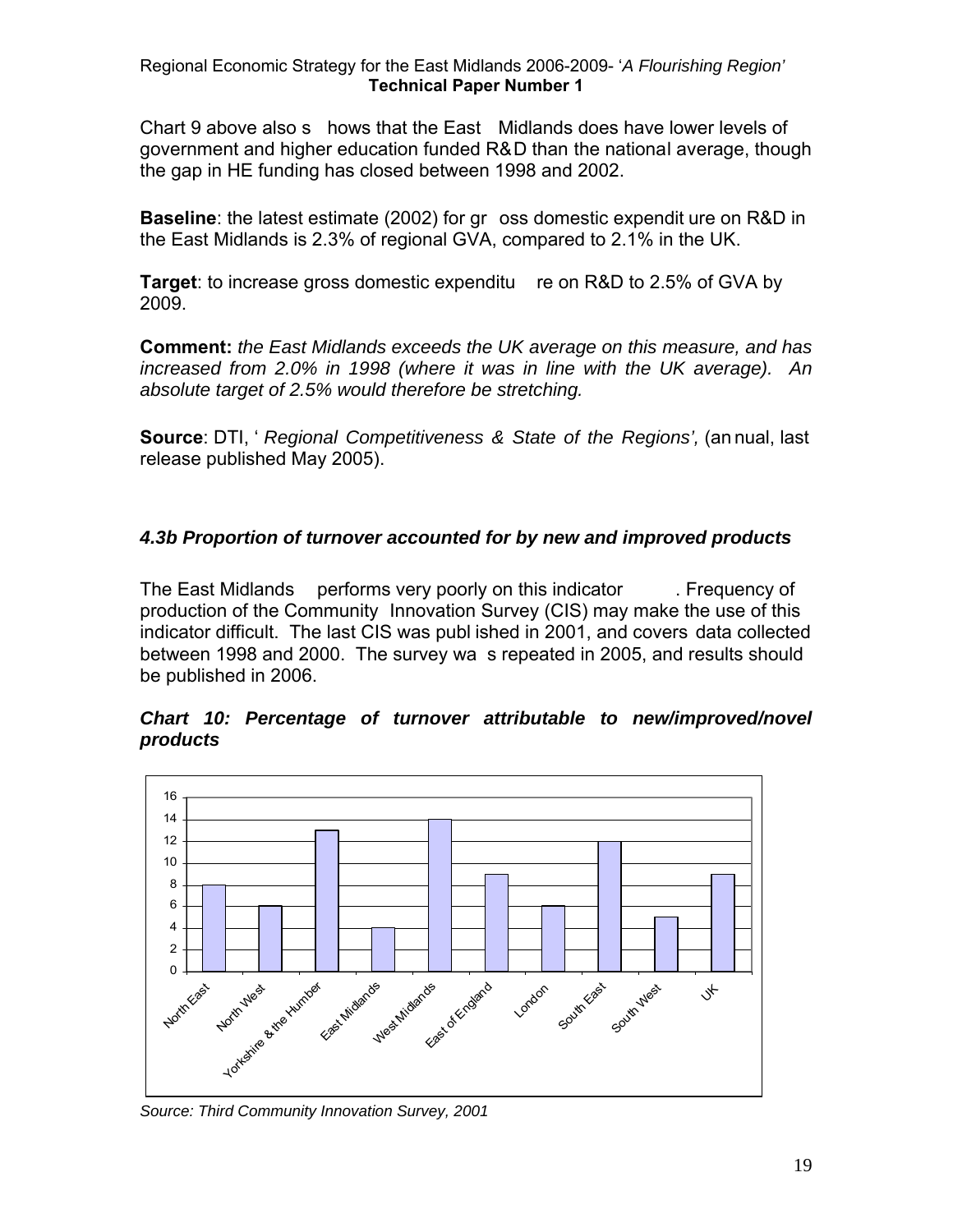Chart 9 above also shows that the East Midlands does have lower levels of government and higher education funded R&D than the national average, though the gap in HE funding has closed between 1998 and 2002.

**Baseline**: the latest estimate (2002) for gross domestic expenditure on R&D in the East Midlands is 2.3% of regional GVA, compared to 2.1% in the UK.

**Target**: to increase gross domestic expenditure on R&D to 2.5% of GVA by 2009.

**Comment:** *the East Midlands exceeds the UK average on this measure, and has increased from 2.0% in 1998 (where it was in line with the UK average). An absolute target of 2.5% would therefore be stretching.*

**Source**: DTI, '*Regional Competitiveness & State of the Regions',* (annual, last release published May 2005).

### *4.3b Proportion of turnover accounted for by new and improved products*

The East Midlands performs very poorly on this indicator. Frequency of production of the Community Innovation Survey (CIS) may make the use of this indicator difficult. The last CIS was published in 2001, and covers data collected between 1998 and 2000. The survey was repeated in 2005, and results should be published in 2006.

***Chart 10: Percentage of turnover attributable to new/improved/novel products***

| Region | % |
|---|---|
| North East | 8 |
| North West | 6 |
| Yorkshire & the Humber | 13 |
| East Midlands | 4 |
| West Midlands | 14 |
| East of England | 9 |
| London | 6 |
| South East | 12 |
| South West | 5 |
| UK | 9 |

*Source: Third Community Innovation Survey, 2001*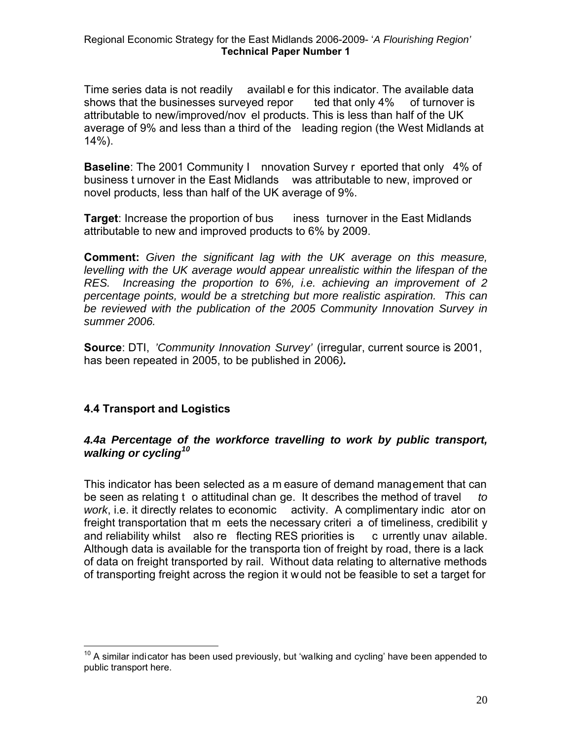Time series data is not readily available for this indicator. The available data shows that the businesses surveyed reported that only 4% of turnover is attributable to new/improved/novel products. This is less than half of the UK average of 9% and less than a third of the leading region (the West Midlands at 14%).

**Baseline**: The 2001 Community Innovation Survey reported that only 4% of business turnover in the East Midlands was attributable to new, improved or novel products, less than half of the UK average of 9%.

**Target**: Increase the proportion of business turnover in the East Midlands attributable to new and improved products to 6% by 2009.

**Comment:** *Given the significant lag with the UK average on this measure, levelling with the UK average would appear unrealistic within the lifespan of the RES. Increasing the proportion to 6%, i.e. achieving an improvement of 2 percentage points, would be a stretching but more realistic aspiration. This can be reviewed with the publication of the 2005 Community Innovation Survey in summer 2006.*

**Source**: DTI, *'Community Innovation Survey'* (irregular, current source is 2001, has been repeated in 2005, to be published in 2006***).***

## 4.4 Transport and Logistics

### *4.4a Percentage of the workforce travelling to work by public transport, walking or cycling*[10]

This indicator has been selected as a measure of demand management that can be seen as relating to attitudinal change. It describes the method of travel *to work*, i.e. it directly relates to economic activity. A complimentary indicator on freight transportation that meets the necessary criteria of timeliness, credibility and reliability whilst also reflecting RES priorities is currently unavailable. Although data is available for the transportation of freight by road, there is a lack of data on freight transported by rail. Without data relating to alternative methods of transporting freight across the region it would not be feasible to set a target for

---

[10] A similar indicator has been used previously, but 'walking and cycling' have been appended to public transport here.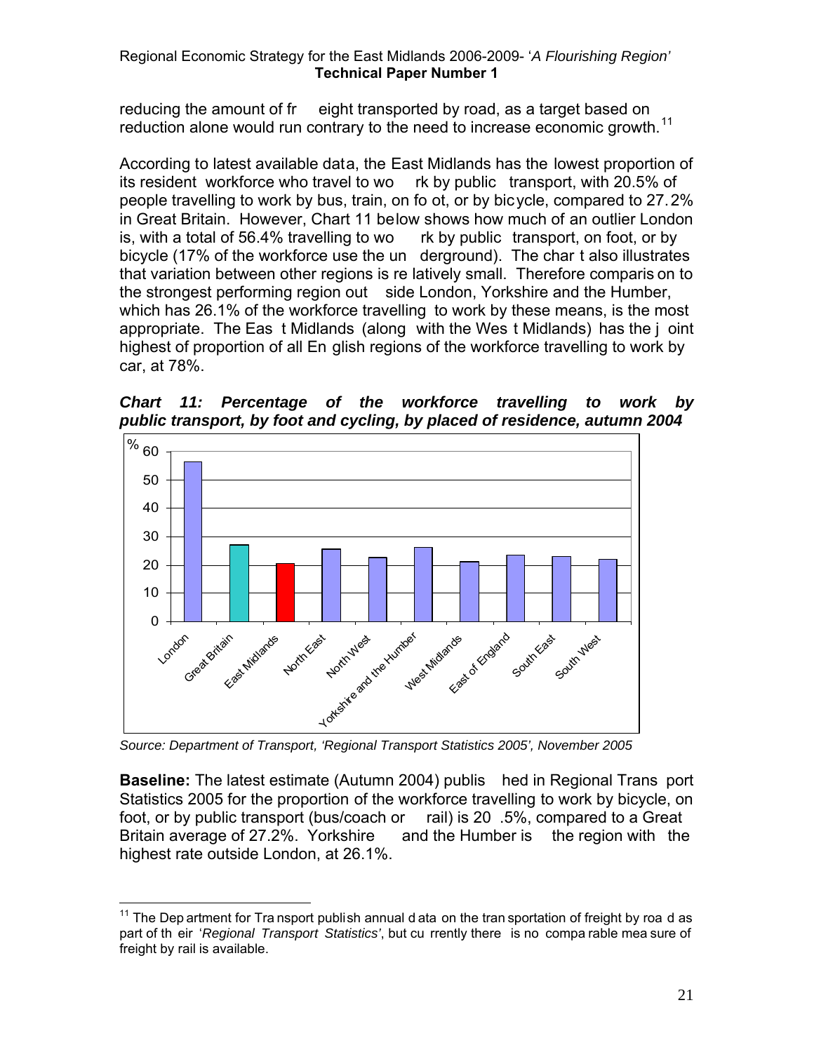reducing the amount of freight transported by road, as a target based on reduction alone would run contrary to the need to increase economic growth.[11]

According to latest available data, the East Midlands has the lowest proportion of its resident workforce who travel to work by public transport, with 20.5% of people travelling to work by bus, train, on foot, or by bicycle, compared to 27.2% in Great Britain. However, Chart 11 below shows how much of an outlier London is, with a total of 56.4% travelling to work by public transport, on foot, or by bicycle (17% of the workforce use the underground). The chart also illustrates that variation between other regions is relatively small. Therefore comparison to the strongest performing region outside London, Yorkshire and the Humber, which has 26.1% of the workforce travelling to work by these means, is the most appropriate. The East Midlands (along with the West Midlands) has the joint highest of proportion of all English regions of the workforce travelling to work by car, at 78%.

***Chart 11: Percentage of the workforce travelling to work by public transport, by foot and cycling, by placed of residence, autumn 2004***

*Source: Department of Transport, 'Regional Transport Statistics 2005', November 2005*

**Baseline:** The latest estimate (Autumn 2004) published in Regional Transport Statistics 2005 for the proportion of the workforce travelling to work by bicycle, on foot, or by public transport (bus/coach or rail) is 20.5%, compared to a Great Britain average of 27.2%. Yorkshire and the Humber is the region with the highest rate outside London, at 26.1%.

---

[11] The Department for Transport publish annual data on the transportation of freight by road as part of their '*Regional Transport Statistics*', but currently there is no comparable measure of freight by rail is available.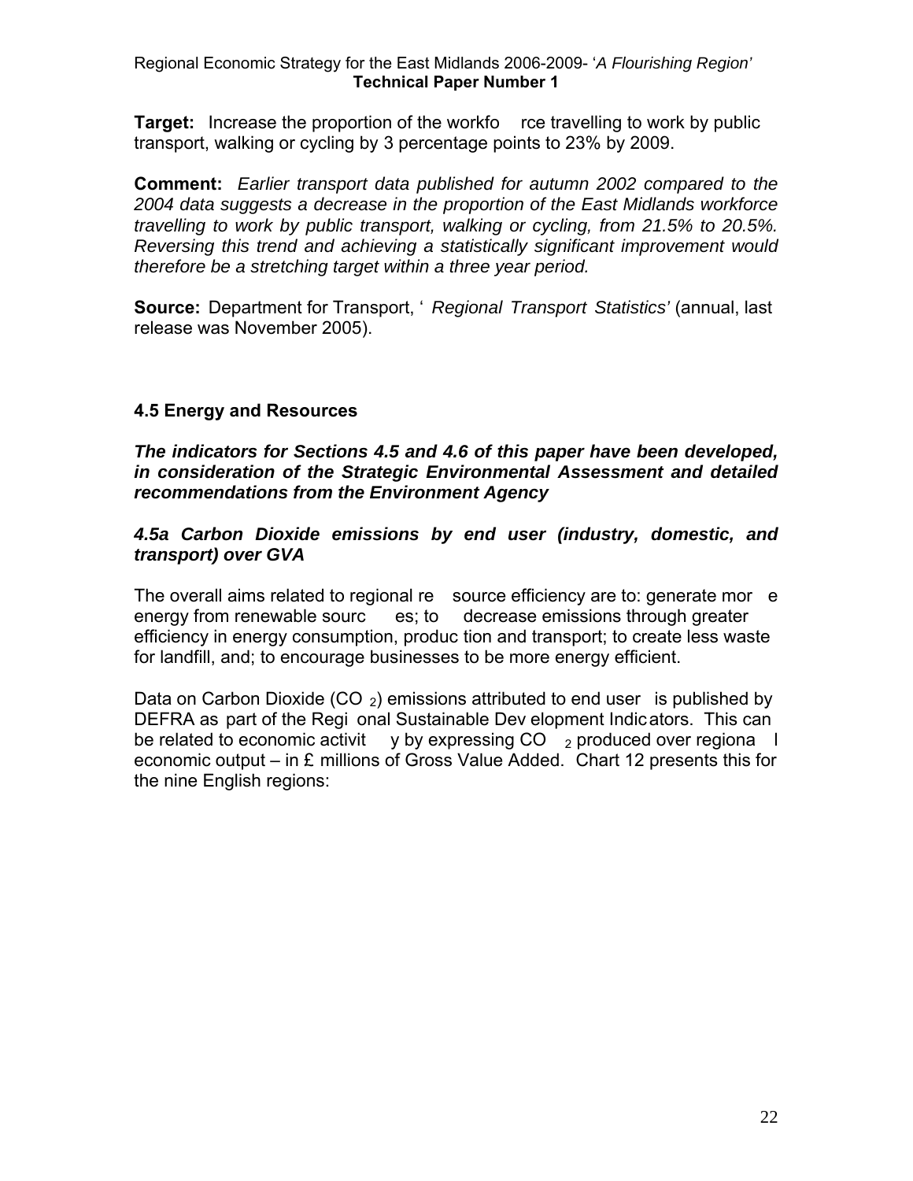**Target:** Increase the proportion of the workforce travelling to work by public transport, walking or cycling by 3 percentage points to 23% by 2009.

**Comment:** *Earlier transport data published for autumn 2002 compared to the 2004 data suggests a decrease in the proportion of the East Midlands workforce travelling to work by public transport, walking or cycling, from 21.5% to 20.5%. Reversing this trend and achieving a statistically significant improvement would therefore be a stretching target within a three year period.*

**Source:** Department for Transport, '*Regional Transport Statistics'* (annual, last release was November 2005).

### 4.5 Energy and Resources

***The indicators for Sections 4.5 and 4.6 of this paper have been developed, in consideration of the Strategic Environmental Assessment and detailed recommendations from the Environment Agency***

#### *4.5a Carbon Dioxide emissions by end user (industry, domestic, and transport) over GVA*

The overall aims related to regional resource efficiency are to: generate more energy from renewable sources; to decrease emissions through greater efficiency in energy consumption, production and transport; to create less waste for landfill, and; to encourage businesses to be more energy efficient.

Data on Carbon Dioxide ($CO_2$) emissions attributed to end user is published by DEFRA as part of the Regional Sustainable Development Indicators. This can be related to economic activity by expressing $CO_2$ produced over regional economic output – in £ millions of Gross Value Added. Chart 12 presents this for the nine English regions: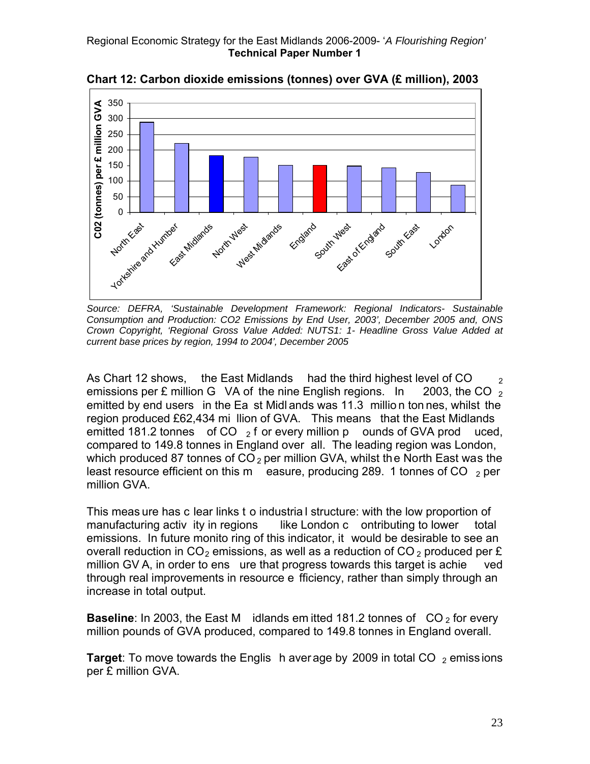**Chart 12: Carbon dioxide emissions (tonnes) over GVA (£ million), 2003**

*Source: DEFRA, 'Sustainable Development Framework: Regional Indicators- Sustainable Consumption and Production: CO2 Emissions by End User, 2003', December 2005 and, ONS Crown Copyright, 'Regional Gross Value Added: NUTS1: 1- Headline Gross Value Added at current base prices by region, 1994 to 2004', December 2005*

As Chart 12 shows, the East Midlands had the third highest level of $CO_2$ emissions per £ million GVA of the nine English regions. In 2003, the $CO_2$ emitted by end users in the East Midlands was 11.3 million tonnes, whilst the region produced £62,434 million of GVA. This means that the East Midlands emitted 181.2 tonnes of $CO_2$ for every million pounds of GVA produced, compared to 149.8 tonnes in England over all. The leading region was London, which produced 87 tonnes of $CO_2$ per million GVA, whilst the North East was the least resource efficient on this measure, producing 289.1 tonnes of $CO_2$ per million GVA.

This measure has clear links to industrial structure: with the low proportion of manufacturing activity in regions like London contributing to lower total emissions. In future monitoring of this indicator, it would be desirable to see an overall reduction in $CO_2$ emissions, as well as a reduction of $CO_2$ produced per £ million GVA, in order to ensure that progress towards this target is achieved through real improvements in resource efficiency, rather than simply through an increase in total output.

**Baseline**: In 2003, the East Midlands emitted 181.2 tonnes of $CO_2$ for every million pounds of GVA produced, compared to 149.8 tonnes in England overall.

**Target**: To move towards the English average by 2009 in total $CO_2$ emissions per £ million GVA.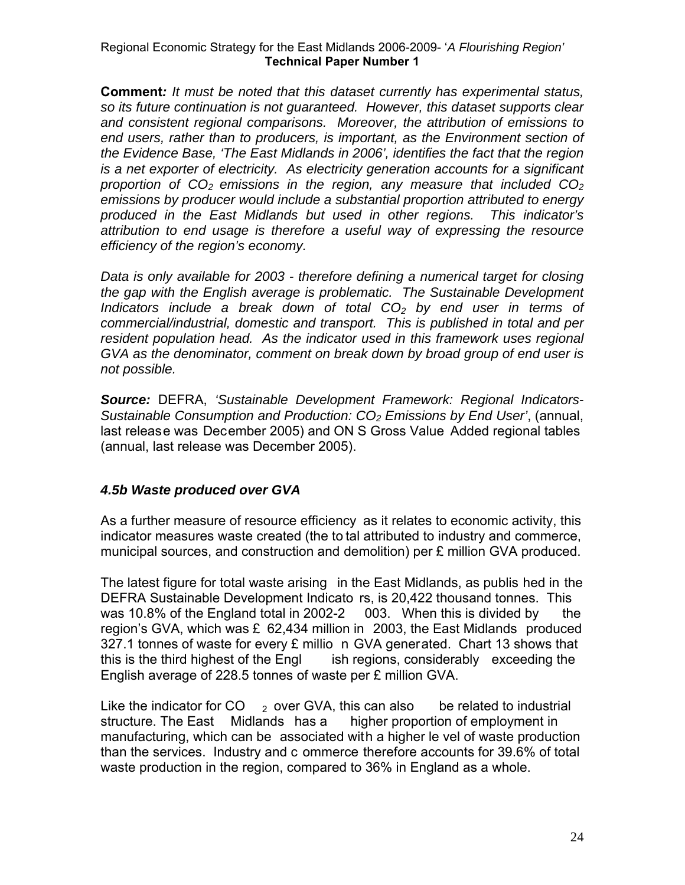**Comment***: It must be noted that this dataset currently has experimental status, so its future continuation is not guaranteed. However, this dataset supports clear and consistent regional comparisons. Moreover, the attribution of emissions to end users, rather than to producers, is important, as the Environment section of the Evidence Base, 'The East Midlands in 2006', identifies the fact that the region is a net exporter of electricity. As electricity generation accounts for a significant proportion of $CO_2$ emissions in the region, any measure that included $CO_2$ emissions by producer would include a substantial proportion attributed to energy produced in the East Midlands but used in other regions. This indicator's attribution to end usage is therefore a useful way of expressing the resource efficiency of the region's economy.*

*Data is only available for 2003 - therefore defining a numerical target for closing the gap with the English average is problematic. The Sustainable Development Indicators include a break down of total $CO_2$ by end user in terms of commercial/industrial, domestic and transport. This is published in total and per resident population head. As the indicator used in this framework uses regional GVA as the denominator, comment on break down by broad group of end user is not possible.*

***Source:*** DEFRA, *'Sustainable Development Framework: Regional Indicators-Sustainable Consumption and Production: $CO_2$ Emissions by End User'*, (annual, last release was December 2005) and ONS Gross Value Added regional tables (annual, last release was December 2005).

### *4.5b Waste produced over GVA*

As a further measure of resource efficiency as it relates to economic activity, this indicator measures waste created (the total attributed to industry and commerce, municipal sources, and construction and demolition) per £ million GVA produced.

The latest figure for total waste arising in the East Midlands, as published in the DEFRA Sustainable Development Indicators, is 20,422 thousand tonnes. This was 10.8% of the England total in 2002-2003. When this is divided by the region's GVA, which was £ 62,434 million in 2003, the East Midlands produced 327.1 tonnes of waste for every £ million GVA generated. Chart 13 shows that this is the third highest of the English regions, considerably exceeding the English average of 228.5 tonnes of waste per £ million GVA.

Like the indicator for $CO_2$ over GVA, this can also be related to industrial structure. The East Midlands has a higher proportion of employment in manufacturing, which can be associated with a higher level of waste production than the services. Industry and commerce therefore accounts for 39.6% of total waste production in the region, compared to 36% in England as a whole.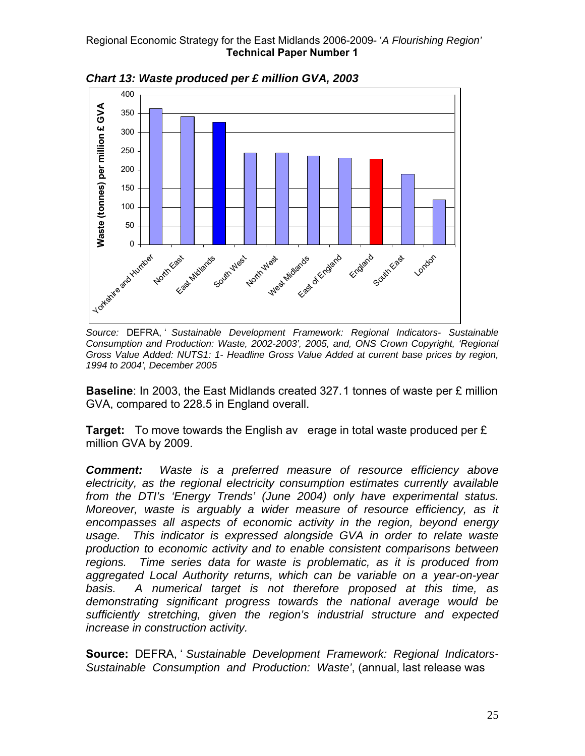*Chart 13: Waste produced per £ million GVA, 2003*

*Source:* DEFRA, ' *Sustainable Development Framework: Regional Indicators- Sustainable Consumption and Production: Waste, 2002-2003', 2005, and, ONS Crown Copyright, 'Regional Gross Value Added: NUTS1: 1- Headline Gross Value Added at current base prices by region, 1994 to 2004', December 2005*

**Baseline**: In 2003, the East Midlands created 327.1 tonnes of waste per £ million GVA, compared to 228.5 in England overall.

**Target:** To move towards the English average in total waste produced per £ million GVA by 2009.

***Comment:*** *Waste is a preferred measure of resource efficiency above electricity, as the regional electricity consumption estimates currently available from the DTI's 'Energy Trends' (June 2004) only have experimental status. Moreover, waste is arguably a wider measure of resource efficiency, as it encompasses all aspects of economic activity in the region, beyond energy usage. This indicator is expressed alongside GVA in order to relate waste production to economic activity and to enable consistent comparisons between regions. Time series data for waste is problematic, as it is produced from aggregated Local Authority returns, which can be variable on a year-on-year basis. A numerical target is not therefore proposed at this time, as demonstrating significant progress towards the national average would be sufficiently stretching, given the region's industrial structure and expected increase in construction activity.*

**Source:** DEFRA, ' *Sustainable Development Framework: Regional Indicators- Sustainable Consumption and Production: Waste'*, (annual, last release was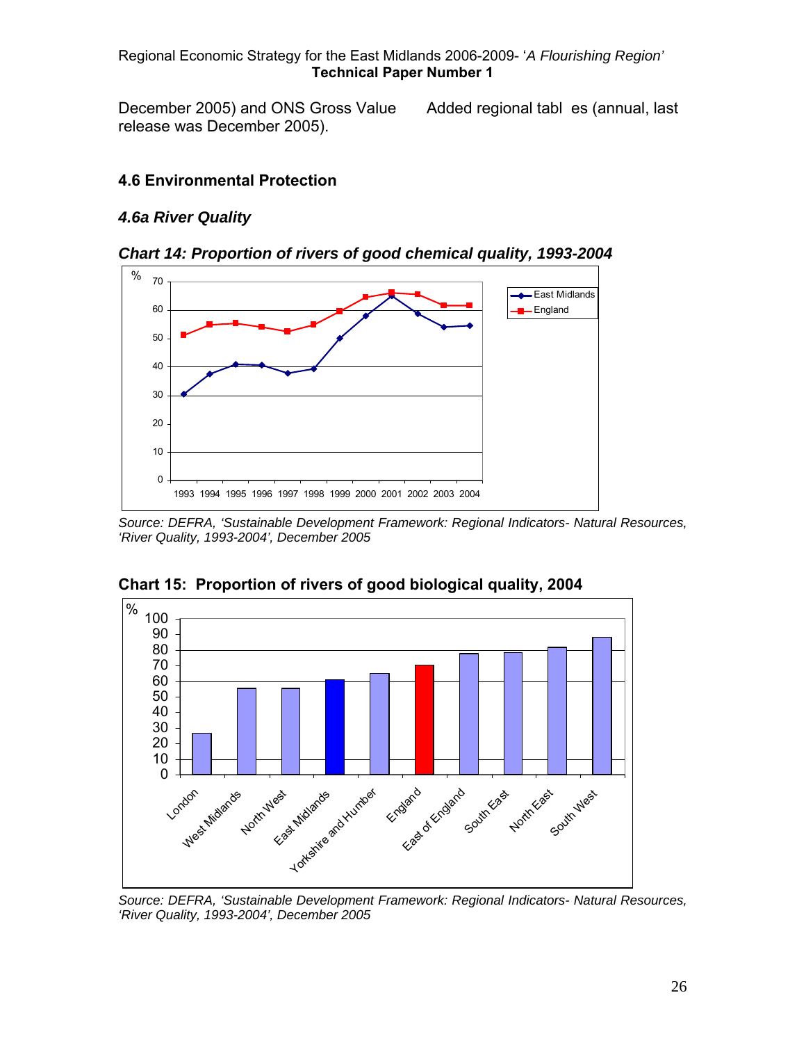December 2005) and ONS Gross Value Added regional tables (annual, last release was December 2005).

### 4.6 Environmental Protection

#### *4.6a River Quality*

***Chart 14: Proportion of rivers of good chemical quality, 1993-2004***

*Source: DEFRA, 'Sustainable Development Framework: Regional Indicators- Natural Resources, 'River Quality, 1993-2004', December 2005*

**Chart 15: Proportion of rivers of good biological quality, 2004**

*Source: DEFRA, 'Sustainable Development Framework: Regional Indicators- Natural Resources, 'River Quality, 1993-2004', December 2005*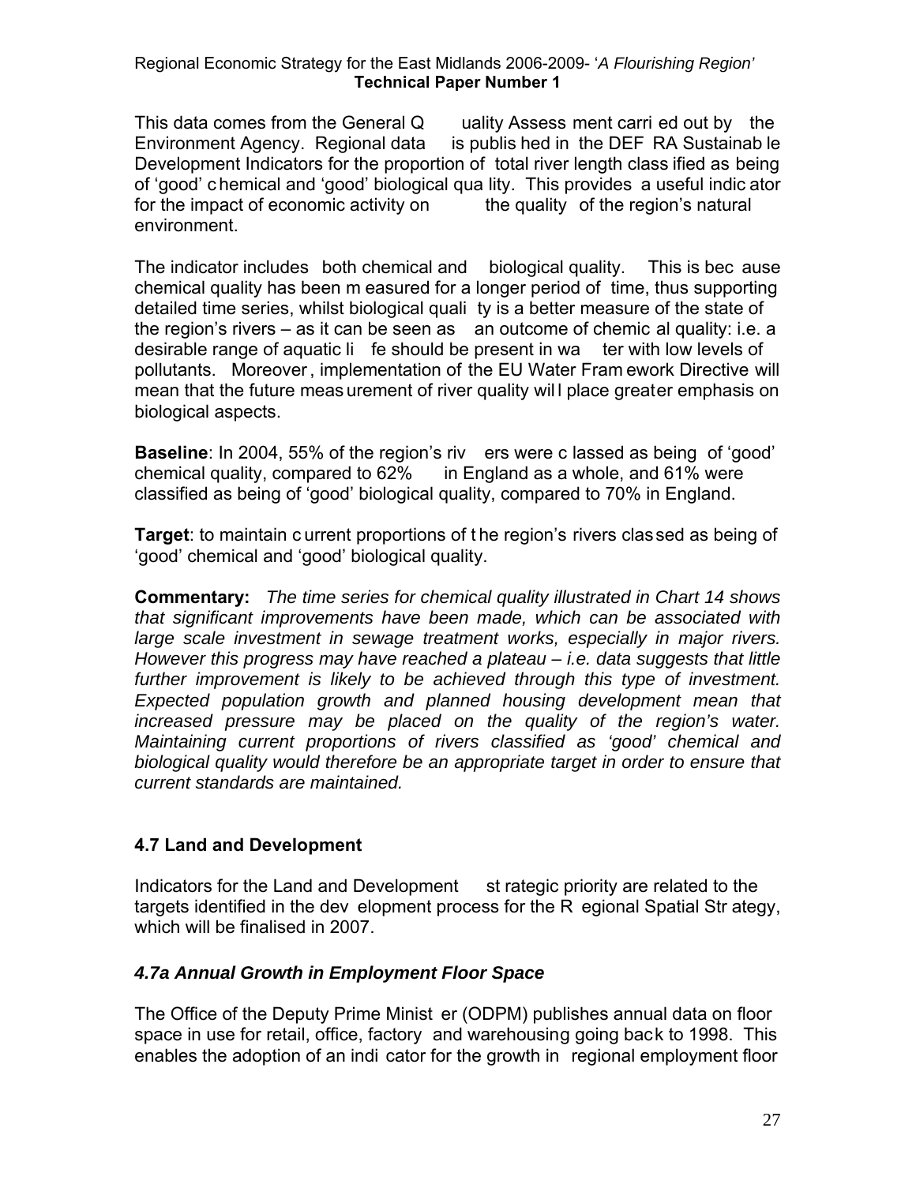This data comes from the General Quality Assessment carried out by the Environment Agency. Regional data is published in the DEFRA Sustainable Development Indicators for the proportion of total river length classified as being of 'good' chemical and 'good' biological quality. This provides a useful indicator for the impact of economic activity on the quality of the region's natural environment.

The indicator includes both chemical and biological quality. This is because chemical quality has been measured for a longer period of time, thus supporting detailed time series, whilst biological quality is a better measure of the state of the region's rivers – as it can be seen as an outcome of chemical quality: i.e. a desirable range of aquatic life should be present in water with low levels of pollutants. Moreover, implementation of the EU Water Framework Directive will mean that the future measurement of river quality will place greater emphasis on biological aspects.

**Baseline**: In 2004, 55% of the region's rivers were classed as being of 'good' chemical quality, compared to 62% in England as a whole, and 61% were classified as being of 'good' biological quality, compared to 70% in England.

**Target**: to maintain current proportions of the region's rivers classed as being of 'good' chemical and 'good' biological quality.

**Commentary:** *The time series for chemical quality illustrated in Chart 14 shows that significant improvements have been made, which can be associated with large scale investment in sewage treatment works, especially in major rivers. However this progress may have reached a plateau – i.e. data suggests that little further improvement is likely to be achieved through this type of investment. Expected population growth and planned housing development mean that increased pressure may be placed on the quality of the region's water. Maintaining current proportions of rivers classified as 'good' chemical and biological quality would therefore be an appropriate target in order to ensure that current standards are maintained.*

## 4.7 Land and Development

Indicators for the Land and Development strategic priority are related to the targets identified in the development process for the Regional Spatial Strategy, which will be finalised in 2007.

### *4.7a Annual Growth in Employment Floor Space*

The Office of the Deputy Prime Minister (ODPM) publishes annual data on floor space in use for retail, office, factory and warehousing going back to 1998. This enables the adoption of an indicator for the growth in regional employment floor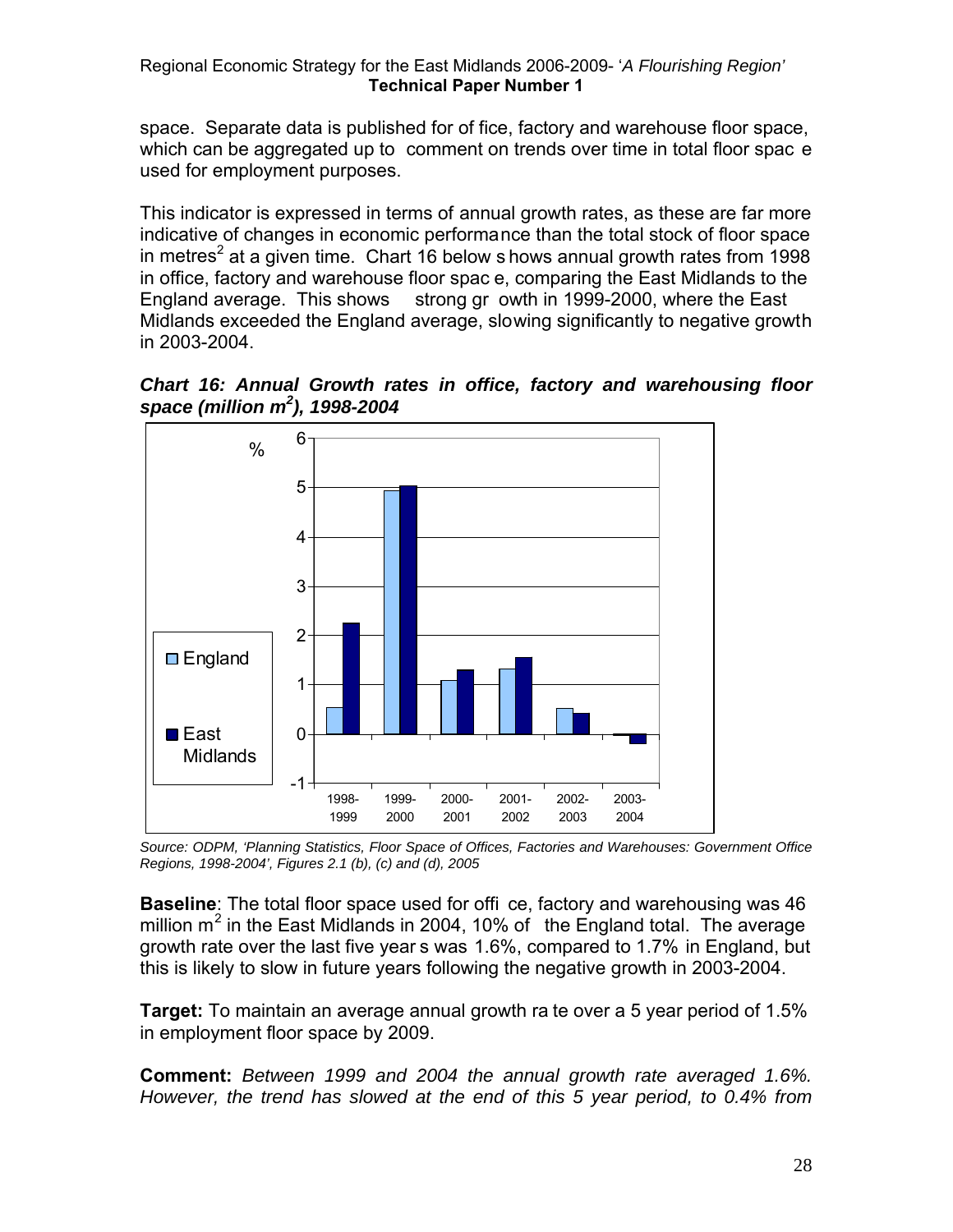space. Separate data is published for of fice, factory and warehouse floor space, which can be aggregated up to comment on trends over time in total floor space used for employment purposes.

This indicator is expressed in terms of annual growth rates, as these are far more indicative of changes in economic performance than the total stock of floor space in metres[2] at a given time. Chart 16 below shows annual growth rates from 1998 in office, factory and warehouse floor space, comparing the East Midlands to the England average. This shows strong growth in 1999-2000, where the East Midlands exceeded the England average, slowing significantly to negative growth in 2003-2004.

***Chart 16: Annual Growth rates in office, factory and warehousing floor space (million $m^2$), 1998-2004***

*Source: ODPM, 'Planning Statistics, Floor Space of Offices, Factories and Warehouses: Government Office Regions, 1998-2004', Figures 2.1 (b), (c) and (d), 2005*

**Baseline**: The total floor space used for office, factory and warehousing was 46 million $m^2$ in the East Midlands in 2004, 10% of the England total. The average growth rate over the last five years was 1.6%, compared to 1.7% in England, but this is likely to slow in future years following the negative growth in 2003-2004.

**Target:** To maintain an average annual growth rate over a 5 year period of 1.5% in employment floor space by 2009.

**Comment:** *Between 1999 and 2004 the annual growth rate averaged 1.6%. However, the trend has slowed at the end of this 5 year period, to 0.4% from*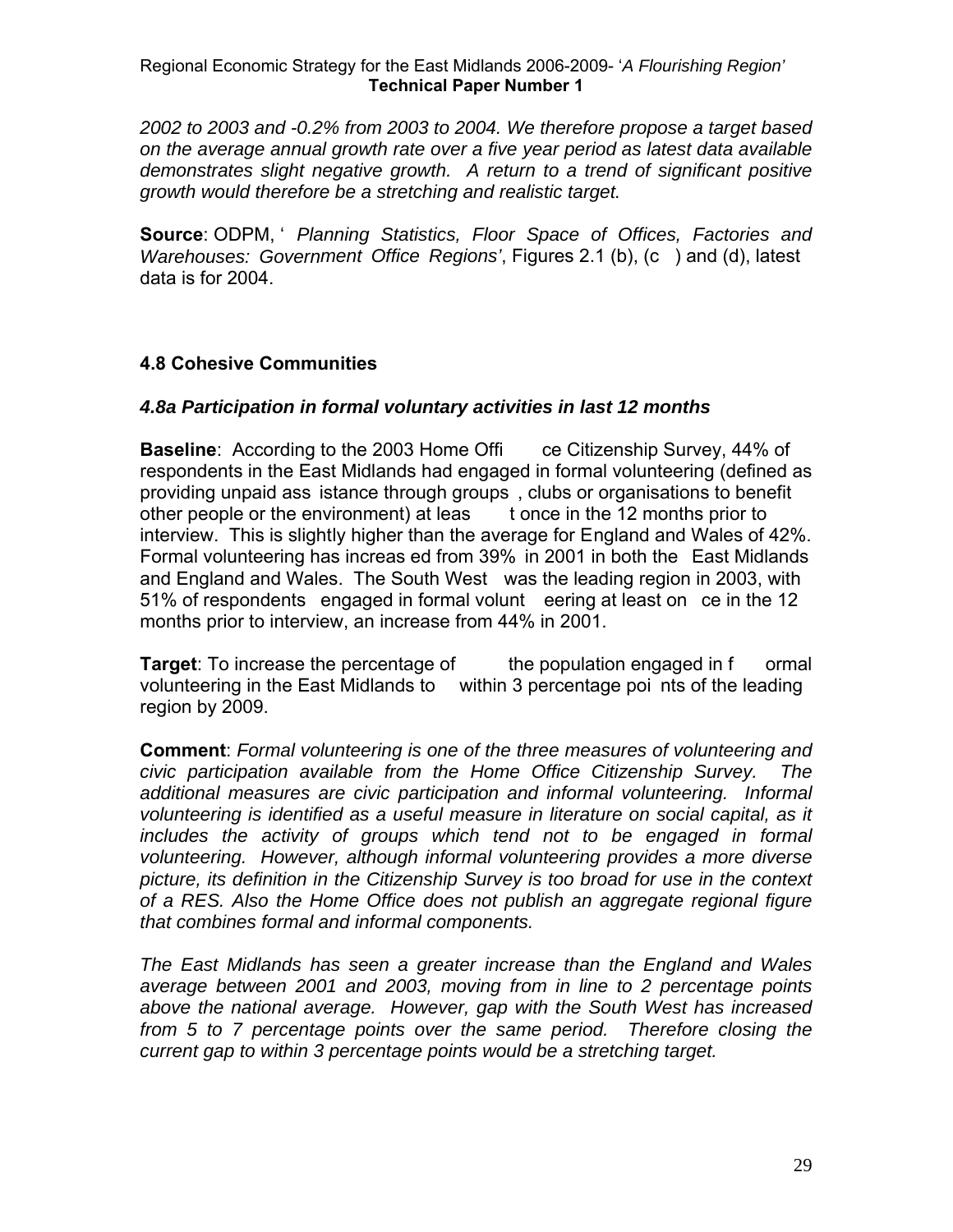*2002 to 2003 and -0.2% from 2003 to 2004. We therefore propose a target based on the average annual growth rate over a five year period as latest data available demonstrates slight negative growth. A return to a trend of significant positive growth would therefore be a stretching and realistic target.*

**Source**: ODPM, ' *Planning Statistics, Floor Space of Offices, Factories and Warehouses: Government Office Regions'*, Figures 2.1 (b), (c) and (d), latest data is for 2004.

### 4.8 Cohesive Communities

#### *4.8a Participation in formal voluntary activities in last 12 months*

**Baseline**: According to the 2003 Home Office Citizenship Survey, 44% of respondents in the East Midlands had engaged in formal volunteering (defined as providing unpaid assistance through groups, clubs or organisations to benefit other people or the environment) at least once in the 12 months prior to interview. This is slightly higher than the average for England and Wales of 42%. Formal volunteering has increased from 39% in 2001 in both the East Midlands and England and Wales. The South West was the leading region in 2003, with 51% of respondents engaged in formal volunteering at least once in the 12 months prior to interview, an increase from 44% in 2001.

**Target**: To increase the percentage of the population engaged in formal volunteering in the East Midlands to within 3 percentage points of the leading region by 2009.

**Comment**: *Formal volunteering is one of the three measures of volunteering and civic participation available from the Home Office Citizenship Survey. The additional measures are civic participation and informal volunteering. Informal volunteering is identified as a useful measure in literature on social capital, as it includes the activity of groups which tend not to be engaged in formal volunteering. However, although informal volunteering provides a more diverse picture, its definition in the Citizenship Survey is too broad for use in the context of a RES. Also the Home Office does not publish an aggregate regional figure that combines formal and informal components.*

*The East Midlands has seen a greater increase than the England and Wales average between 2001 and 2003, moving from in line to 2 percentage points above the national average. However, gap with the South West has increased from 5 to 7 percentage points over the same period. Therefore closing the current gap to within 3 percentage points would be a stretching target.*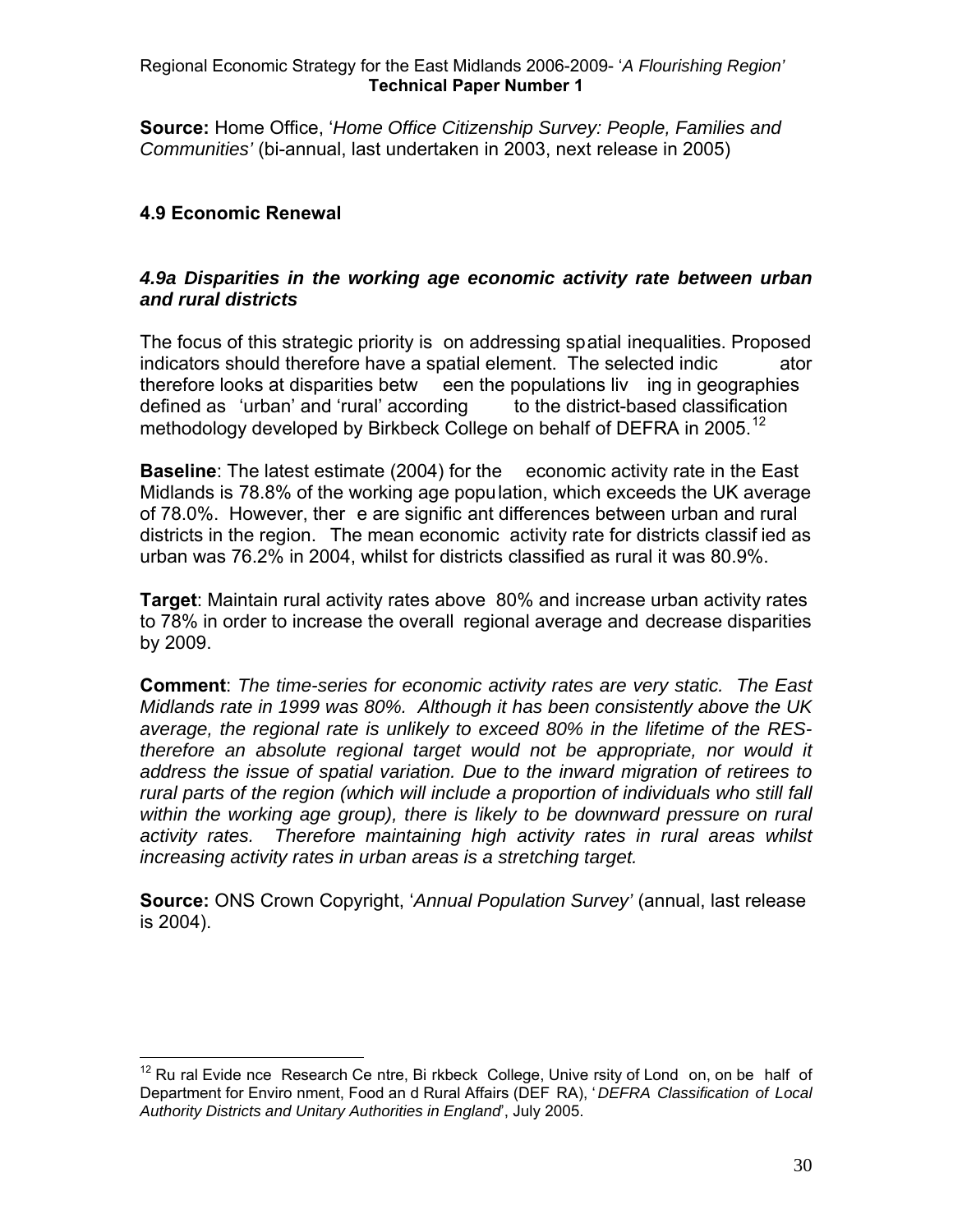**Source:** Home Office, '*Home Office Citizenship Survey: People, Families and Communities'* (bi-annual, last undertaken in 2003, next release in 2005)

## 4.9 Economic Renewal

### *4.9a Disparities in the working age economic activity rate between urban and rural districts*

The focus of this strategic priority is on addressing spatial inequalities. Proposed indicators should therefore have a spatial element. The selected indicator therefore looks at disparities between the populations living in geographies defined as 'urban' and 'rural' according to the district-based classification methodology developed by Birkbeck College on behalf of DEFRA in 2005.[12]

**Baseline**: The latest estimate (2004) for the economic activity rate in the East Midlands is 78.8% of the working age population, which exceeds the UK average of 78.0%. However, there are significant differences between urban and rural districts in the region. The mean economic activity rate for districts classified as urban was 76.2% in 2004, whilst for districts classified as rural it was 80.9%.

**Target**: Maintain rural activity rates above 80% and increase urban activity rates to 78% in order to increase the overall regional average and decrease disparities by 2009.

**Comment**: *The time-series for economic activity rates are very static. The East Midlands rate in 1999 was 80%. Although it has been consistently above the UK average, the regional rate is unlikely to exceed 80% in the lifetime of the RES- therefore an absolute regional target would not be appropriate, nor would it address the issue of spatial variation. Due to the inward migration of retirees to rural parts of the region (which will include a proportion of individuals who still fall within the working age group), there is likely to be downward pressure on rural activity rates. Therefore maintaining high activity rates in rural areas whilst increasing activity rates in urban areas is a stretching target.*

**Source:** ONS Crown Copyright, '*Annual Population Survey'* (annual, last release is 2004).

---

[12] Rural Evidence Research Centre, Birkbeck College, University of London, on behalf of Department for Environment, Food and Rural Affairs (DEFRA), '*DEFRA Classification of Local Authority Districts and Unitary Authorities in England*', July 2005.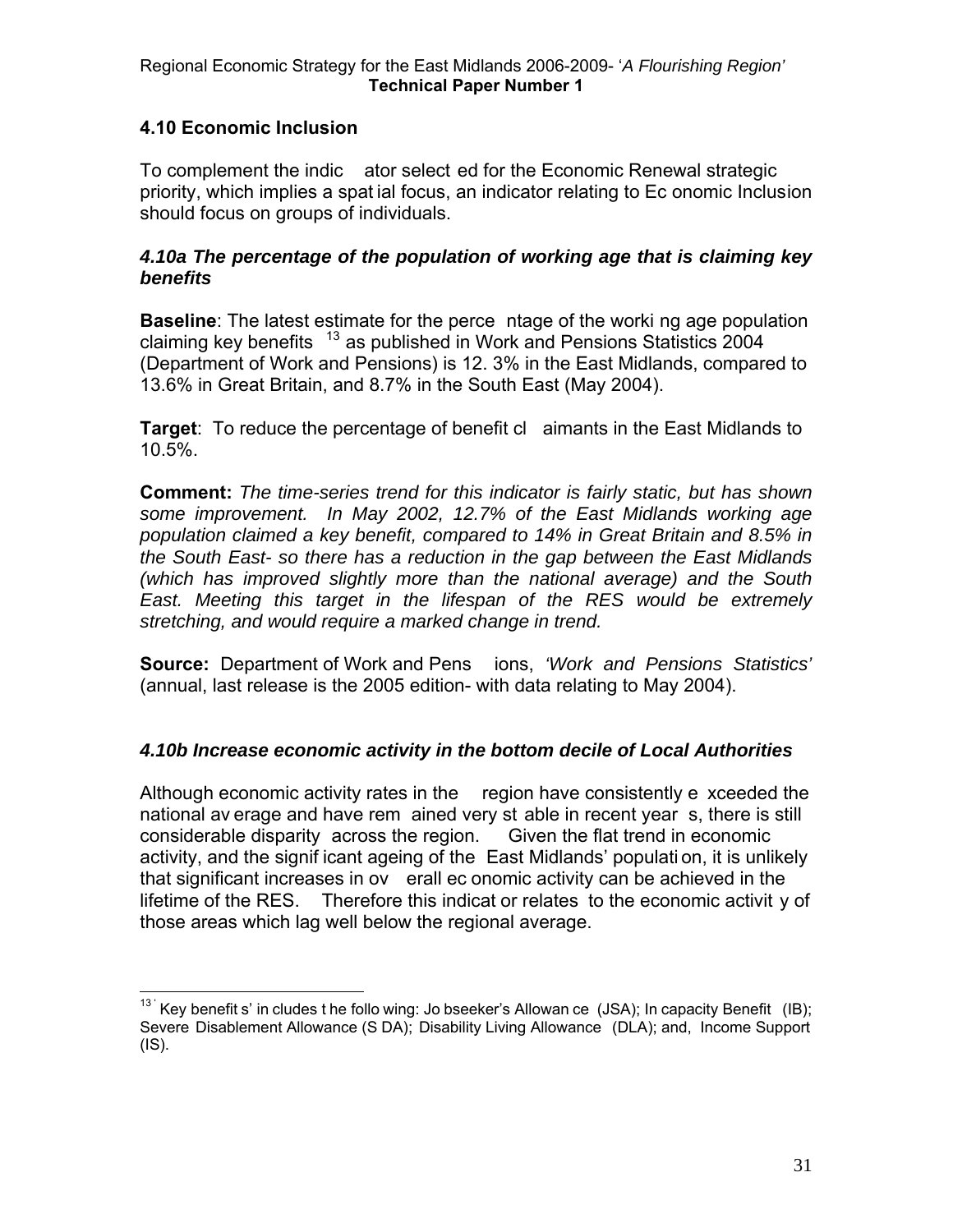## 4.10 Economic Inclusion

To complement the indicator selected for the Economic Renewal strategic priority, which implies a spatial focus, an indicator relating to Economic Inclusion should focus on groups of individuals.

### *4.10a The percentage of the population of working age that is claiming key benefits*

**Baseline**: The latest estimate for the percentage of the working age population claiming key benefits [13] as published in Work and Pensions Statistics 2004 (Department of Work and Pensions) is 12.3% in the East Midlands, compared to 13.6% in Great Britain, and 8.7% in the South East (May 2004).

**Target**: To reduce the percentage of benefit claimants in the East Midlands to 10.5%.

**Comment:** *The time-series trend for this indicator is fairly static, but has shown some improvement. In May 2002, 12.7% of the East Midlands working age population claimed a key benefit, compared to 14% in Great Britain and 8.5% in the South East- so there has a reduction in the gap between the East Midlands (which has improved slightly more than the national average) and the South East. Meeting this target in the lifespan of the RES would be extremely stretching, and would require a marked change in trend.*

**Source:** Department of Work and Pensions, *'Work and Pensions Statistics'* (annual, last release is the 2005 edition- with data relating to May 2004).

### *4.10b Increase economic activity in the bottom decile of Local Authorities*

Although economic activity rates in the region have consistently exceeded the national average and have remained very stable in recent years, there is still considerable disparity across the region. Given the flat trend in economic activity, and the significant ageing of the East Midlands' population, it is unlikely that significant increases in overall economic activity can be achieved in the lifetime of the RES. Therefore this indicator relates to the economic activity of those areas which lag well below the regional average.

---

[13] 'Key benefits' includes the following: Jobseeker's Allowance (JSA); Incapacity Benefit (IB); Severe Disablement Allowance (SDA); Disability Living Allowance (DLA); and, Income Support (IS).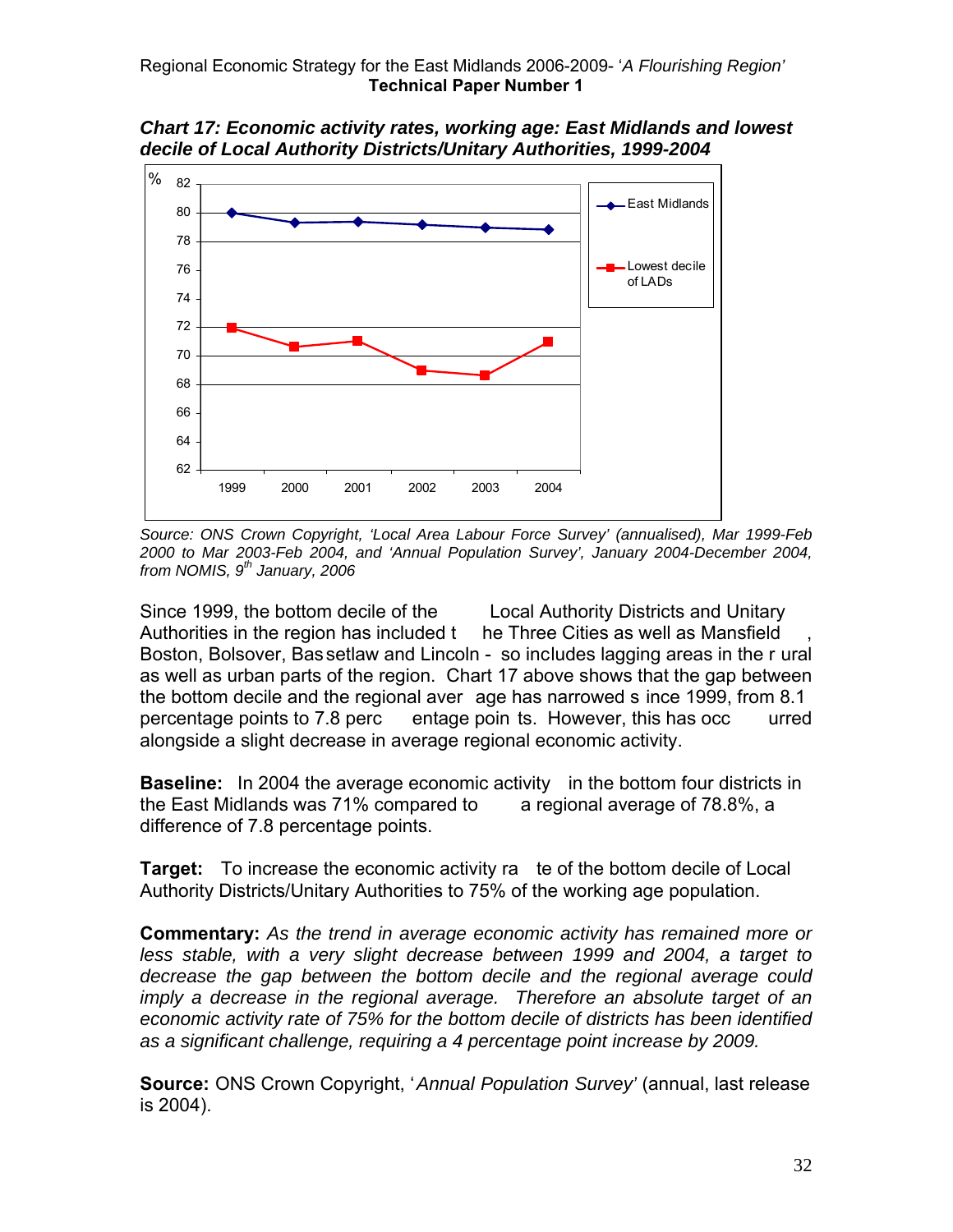**Chart 17: *Economic activity rates, working age: East Midlands and lowest decile of Local Authority Districts/Unitary Authorities, 1999-2004***

%
82
80
78
76
74
72
70
68
66
64
62

1999 2000 2001 2002 2003 2004

East Midlands
Lowest decile of LADs

*Source: ONS Crown Copyright, 'Local Area Labour Force Survey' (annualised), Mar 1999-Feb 2000 to Mar 2003-Feb 2004, and 'Annual Population Survey', January 2004-December 2004, from NOMIS, 9th January, 2006*

Since 1999, the bottom decile of the Local Authority Districts and Unitary Authorities in the region has included the Three Cities as well as Mansfield, Boston, Bolsover, Bassetlaw and Lincoln - so includes lagging areas in the rural as well as urban parts of the region. Chart 17 above shows that the gap between the bottom decile and the regional average has narrowed since 1999, from 8.1 percentage points to 7.8 percentage points. However, this has occurred alongside a slight decrease in average regional economic activity.

**Baseline:** In 2004 the average economic activity in the bottom four districts in the East Midlands was 71% compared to a regional average of 78.8%, a difference of 7.8 percentage points.

**Target:** To increase the economic activity rate of the bottom decile of Local Authority Districts/Unitary Authorities to 75% of the working age population.

**Commentary:** *As the trend in average economic activity has remained more or less stable, with a very slight decrease between 1999 and 2004, a target to decrease the gap between the bottom decile and the regional average could imply a decrease in the regional average. Therefore an absolute target of an economic activity rate of 75% for the bottom decile of districts has been identified as a significant challenge, requiring a 4 percentage point increase by 2009.*

**Source:** ONS Crown Copyright, '*Annual Population Survey*' (annual, last release is 2004).